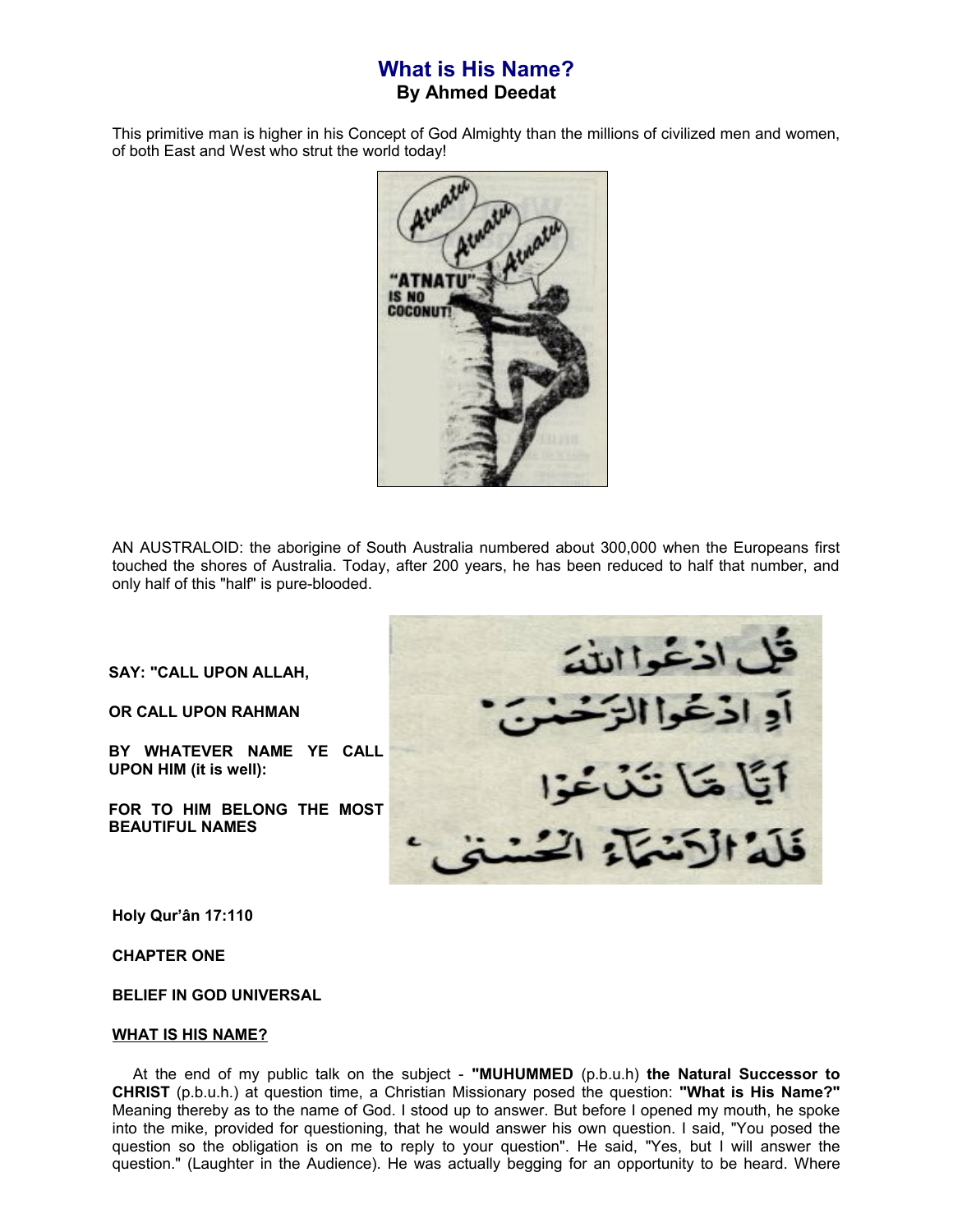# What is His Name?

**By Ahmed Deedat**

This primitive man is higher in his Concept of God Almighty than the millions of civilized men and women, of both East and West who strut the world today!

AN AUSTRALOID: the aborigine of South Australia numbered about 300,000 when the Europeans first touched the shores of Australia. Today, after 200 years, he has been reduced to half that number, and only half of this "half" is pure-blooded.

**SAY: "CALL UPON ALLAH,**

**OR CALL UPON RAHMAN**

**BY WHATEVER NAME YE CALL UPON HIM (it is well):**

**FOR TO HIM BELONG THE MOST BEAUTIFUL NAMES**

قُلِ ادْعُوا اللَّهَ
أَوِ ادْعُوا الرَّحْمَٰنَ
أَيًّا مَا تَدْعُوا
فَلَهُ الْأَسْمَاءُ الْحُسْنَىٰ

**Holy Qur'ân 17:110**

**CHAPTER ONE**

**BELIEF IN GOD UNIVERSAL**

**<u>WHAT IS HIS NAME?</u>**

At the end of my public talk on the subject - **"MUHUMMED** (p.b.u.h) **the Natural Successor to CHRIST** (p.b.u.h.) at question time, a Christian Missionary posed the question: **"What is His Name?"** Meaning thereby as to the name of God. I stood up to answer. But before I opened my mouth, he spoke into the mike, provided for questioning, that he would answer his own question. I said, "You posed the question so the obligation is on me to reply to your question". He said, "Yes, but I will answer the question." (Laughter in the Audience). He was actually begging for an opportunity to be heard. Where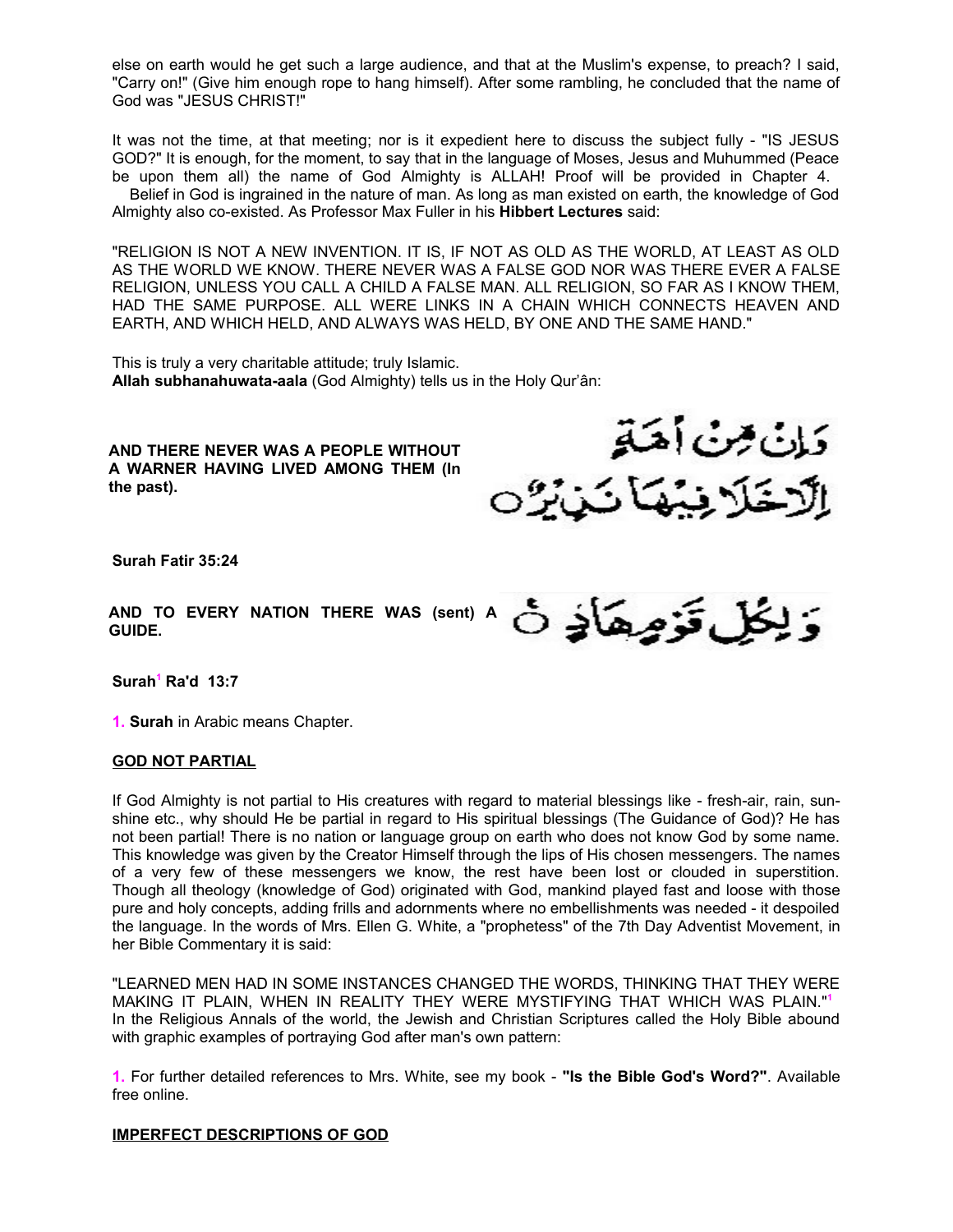else on earth would he get such a large audience, and that at the Muslim's expense, to preach? I said, "Carry on!" (Give him enough rope to hang himself). After some rambling, he concluded that the name of God was "JESUS CHRIST!"

It was not the time, at that meeting; nor is it expedient here to discuss the subject fully - "IS JESUS GOD?" It is enough, for the moment, to say that in the language of Moses, Jesus and Muhummed (Peace be upon them all) the name of God Almighty is ALLAH! Proof will be provided in Chapter 4.

Belief in God is ingrained in the nature of man. As long as man existed on earth, the knowledge of God Almighty also co-existed. As Professor Max Fuller in his **Hibbert Lectures** said:

"RELIGION IS NOT A NEW INVENTION. IT IS, IF NOT AS OLD AS THE WORLD, AT LEAST AS OLD AS THE WORLD WE KNOW. THERE NEVER WAS A FALSE GOD NOR WAS THERE EVER A FALSE RELIGION, UNLESS YOU CALL A CHILD A FALSE MAN. ALL RELIGION, SO FAR AS I KNOW THEM, HAD THE SAME PURPOSE. ALL WERE LINKS IN A CHAIN WHICH CONNECTS HEAVEN AND EARTH, AND WHICH HELD, AND ALWAYS WAS HELD, BY ONE AND THE SAME HAND."

This is truly a very charitable attitude; truly Islamic.
**Allah subhanahuwata-aala** (God Almighty) tells us in the Holy Qur'ân:

**AND THERE NEVER WAS A PEOPLE WITHOUT A WARNER HAVING LIVED AMONG THEM (In the past).**

وَإِنْ مِنْ أُمَّةٍ إِلَّا خَلَا فِيهَا نَذِيرٌ

**Surah Fatir 35:24**

**AND TO EVERY NATION THERE WAS (sent) A GUIDE.**

وَلِكُلِّ قَوْمٍ هَادٍ

**Surah[1] Ra'd 13:7**

**1. Surah** in Arabic means Chapter.

## GOD NOT PARTIAL

If God Almighty is not partial to His creatures with regard to material blessings like - fresh-air, rain, sunshine etc., why should He be partial in regard to His spiritual blessings (The Guidance of God)? He has not been partial! There is no nation or language group on earth who does not know God by some name. This knowledge was given by the Creator Himself through the lips of His chosen messengers. The names of a very few of these messengers we know, the rest have been lost or clouded in superstition. Though all theology (knowledge of God) originated with God, mankind played fast and loose with those pure and holy concepts, adding frills and adornments where no embellishments was needed - it despoiled the language. In the words of Mrs. Ellen G. White, a "prophetess" of the 7th Day Adventist Movement, in her Bible Commentary it is said:

"LEARNED MEN HAD IN SOME INSTANCES CHANGED THE WORDS, THINKING THAT THEY WERE MAKING IT PLAIN, WHEN IN REALITY THEY WERE MYSTIFYING THAT WHICH WAS PLAIN."[1]
In the Religious Annals of the world, the Jewish and Christian Scriptures called the Holy Bible abound with graphic examples of portraying God after man's own pattern:

**1.** For further detailed references to Mrs. White, see my book - **"Is the Bible God's Word?"**. Available free online.

## IMPERFECT DESCRIPTIONS OF GOD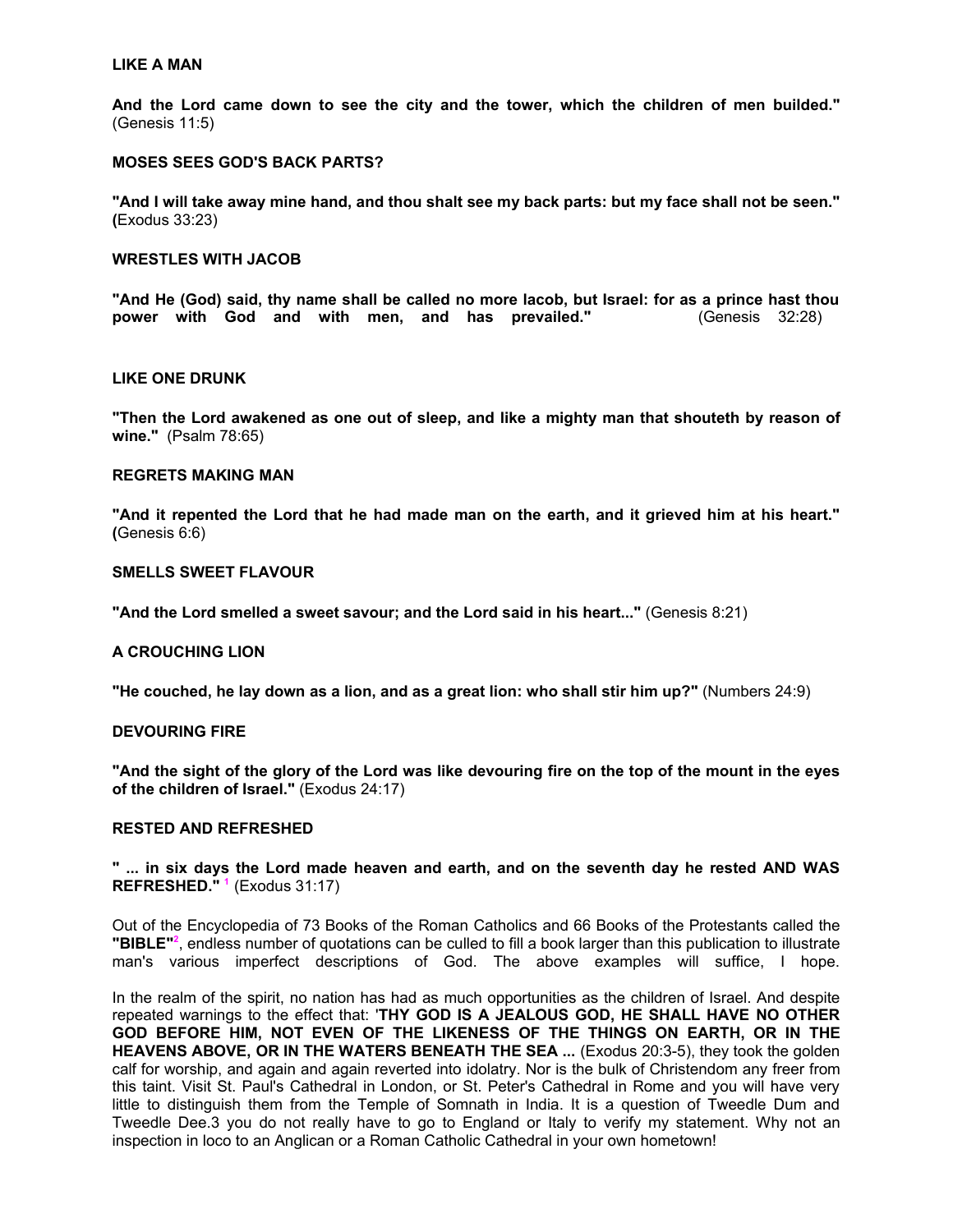**LIKE A MAN**

**And the Lord came down to see the city and the tower, which the children of men builded."** (Genesis 11:5)

**MOSES SEES GOD'S BACK PARTS?**

**"And I will take away mine hand, and thou shalt see my back parts: but my face shall not be seen." (**Exodus 33:23)

**WRESTLES WITH JACOB**

**"And He (God) said, thy name shall be called no more lacob, but Israel: for as a prince hast thou power with God and with men, and has prevailed."** (Genesis 32:28)

**LIKE ONE DRUNK**

**"Then the Lord awakened as one out of sleep, and like a mighty man that shouteth by reason of wine."** (Psalm 78:65)

**REGRETS MAKING MAN**

**"And it repented the Lord that he had made man on the earth, and it grieved him at his heart." (**Genesis 6:6)

**SMELLS SWEET FLAVOUR**

**"And the Lord smelled a sweet savour; and the Lord said in his heart..."** (Genesis 8:21)

**A CROUCHING LION**

**"He couched, he lay down as a lion, and as a great lion: who shall stir him up?"** (Numbers 24:9)

**DEVOURING FIRE**

**"And the sight of the glory of the Lord was like devouring fire on the top of the mount in the eyes of the children of Israel."** (Exodus 24:17)

**RESTED AND REFRESHED**

**" ... in six days the Lord made heaven and earth, and on the seventh day he rested AND WAS REFRESHED."** [1] (Exodus 31:17)

Out of the Encyclopedia of 73 Books of the Roman Catholics and 66 Books of the Protestants called the **"BIBLE"**[2], endless number of quotations can be culled to fill a book larger than this publication to illustrate man's various imperfect descriptions of God. The above examples will suffice, I hope.

In the realm of the spirit, no nation has had as much opportunities as the children of Israel. And despite repeated warnings to the effect that: '**THY GOD IS A JEALOUS GOD, HE SHALL HAVE NO OTHER GOD BEFORE HIM, NOT EVEN OF THE LIKENESS OF THE THINGS ON EARTH, OR IN THE HEAVENS ABOVE, OR IN THE WATERS BENEATH THE SEA ...** (Exodus 20:3-5), they took the golden calf for worship, and again and again reverted into idolatry. Nor is the bulk of Christendom any freer from this taint. Visit St. Paul's Cathedral in London, or St. Peter's Cathedral in Rome and you will have very little to distinguish them from the Temple of Somnath in India. It is a question of Tweedle Dum and Tweedle Dee.3 you do not really have to go to England or Italy to verify my statement. Why not an inspection in loco to an Anglican or a Roman Catholic Cathedral in your own hometown!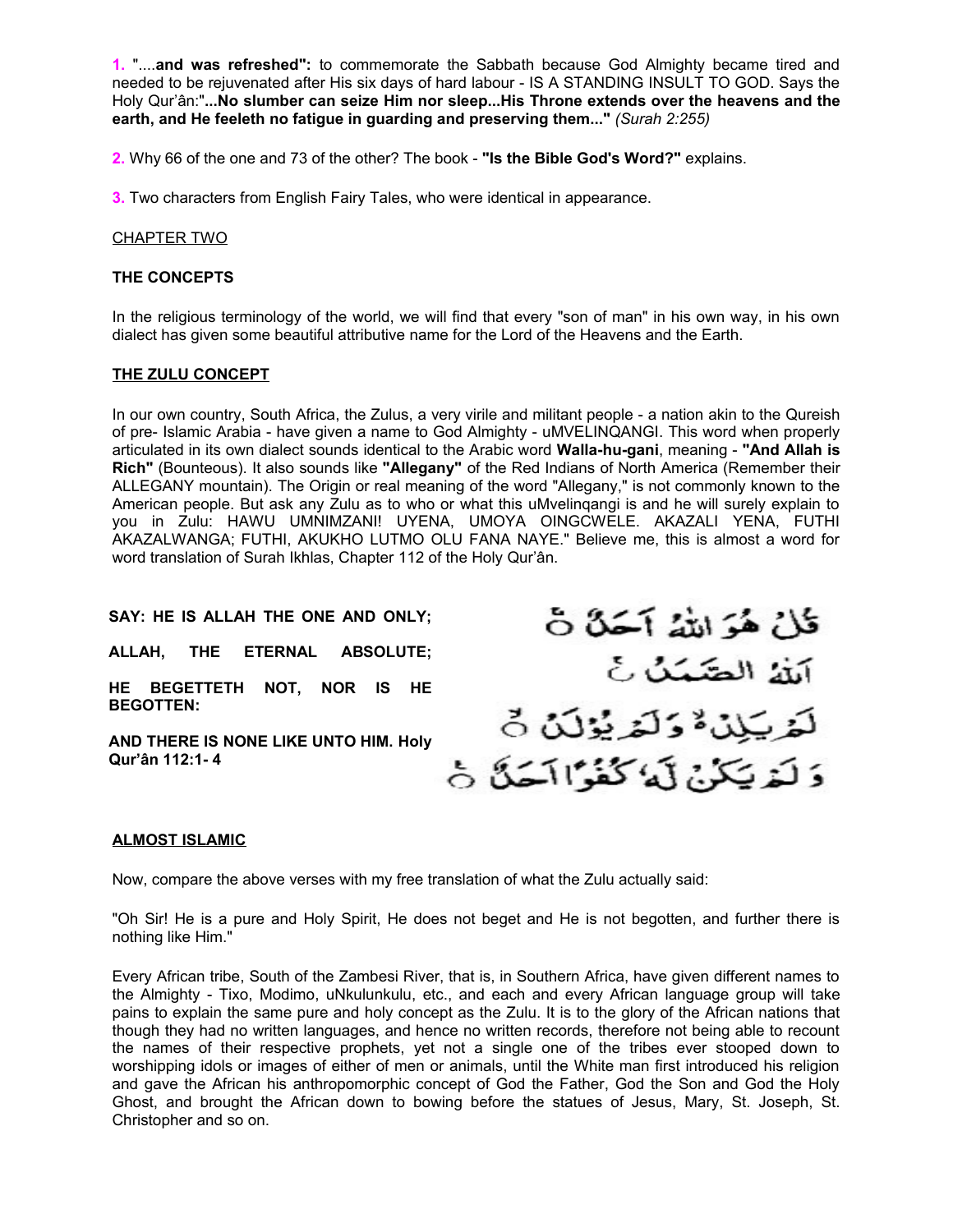**1.** "....**and was refreshed":** to commemorate the Sabbath because God Almighty became tired and needed to be rejuvenated after His six days of hard labour - IS A STANDING INSULT TO GOD. Says the Holy Qur'ân:"**...No slumber can seize Him nor sleep...His Throne extends over the heavens and the earth, and He feeleth no fatigue in guarding and preserving them..."** *(Surah 2:255)*

**2.** Why 66 of the one and 73 of the other? The book - **"Is the Bible God's Word?"** explains.

**3.** Two characters from English Fairy Tales, who were identical in appearance.

CHAPTER TWO

**THE CONCEPTS**

In the religious terminology of the world, we will find that every "son of man" in his own way, in his own dialect has given some beautiful attributive name for the Lord of the Heavens and the Earth.

## THE ZULU CONCEPT

In our own country, South Africa, the Zulus, a very virile and militant people - a nation akin to the Qureish of pre- Islamic Arabia - have given a name to God Almighty - uMVELINQANGI. This word when properly articulated in its own dialect sounds identical to the Arabic word **Walla-hu-gani**, meaning - **"And Allah is Rich"** (Bounteous). It also sounds like **"Allegany"** of the Red Indians of North America (Remember their ALLEGANY mountain). The Origin or real meaning of the word "Allegany," is not commonly known to the American people. But ask any Zulu as to who or what this uMvelinqangi is and he will surely explain to you in Zulu: HAWU UMNIMZANI! UYENA, UMOYA OINGCWELE. AKAZALI YENA, FUTHI AKAZALWANGA; FUTHI, AKUKHO LUTMO OLU FANA NAYE." Believe me, this is almost a word for word translation of Surah Ikhlas, Chapter 112 of the Holy Qur'ân.

**SAY: HE IS ALLAH THE ONE AND ONLY;**

**ALLAH, THE ETERNAL ABSOLUTE;**

**HE BEGETTETH NOT, NOR IS HE BEGOTTEN:**

**AND THERE IS NONE LIKE UNTO HIM. Holy Qur'ân 112:1- 4**

قُلْ هُوَ اللّٰهُ اَحَدٌ ۚ
اَللّٰهُ الصَّمَدُ ۚ
لَمْ يَلِدْ ۙ وَلَمْ يُوْلَدْ ۙ
وَلَمْ يَكُنْ لَّهٗ كُفُوًا اَحَدٌ ۚ

## ALMOST ISLAMIC

Now, compare the above verses with my free translation of what the Zulu actually said:

"Oh Sir! He is a pure and Holy Spirit, He does not beget and He is not begotten, and further there is nothing like Him."

Every African tribe, South of the Zambesi River, that is, in Southern Africa, have given different names to the Almighty - Tixo, Modimo, uNkulunkulu, etc., and each and every African language group will take pains to explain the same pure and holy concept as the Zulu. It is to the glory of the African nations that though they had no written languages, and hence no written records, therefore not being able to recount the names of their respective prophets, yet not a single one of the tribes ever stooped down to worshipping idols or images of either of men or animals, until the White man first introduced his religion and gave the African his anthropomorphic concept of God the Father, God the Son and God the Holy Ghost, and brought the African down to bowing before the statues of Jesus, Mary, St. Joseph, St. Christopher and so on.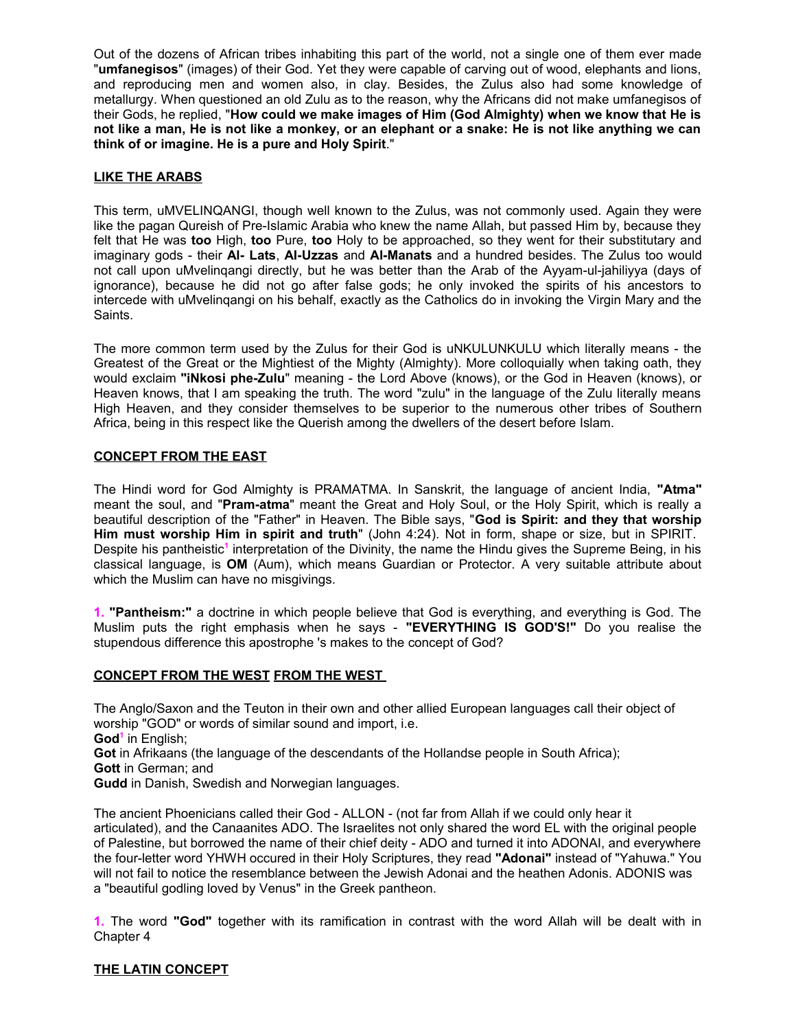Out of the dozens of African tribes inhabiting this part of the world, not a single one of them ever made "**umfanegisos**" (images) of their God. Yet they were capable of carving out of wood, elephants and lions, and reproducing men and women also, in clay. Besides, the Zulus also had some knowledge of metallurgy. When questioned an old Zulu as to the reason, why the Africans did not make umfanegisos of their Gods, he replied, "**How could we make images of Him (God Almighty) when we know that He is not like a man, He is not like a monkey, or an elephant or a snake: He is not like anything we can think of or imagine. He is a pure and Holy Spirit**."

## LIKE THE ARABS

This term, uMVELINQANGI, though well known to the Zulus, was not commonly used. Again they were like the pagan Qureish of Pre-Islamic Arabia who knew the name Allah, but passed Him by, because they felt that He was **too** High, **too** Pure, **too** Holy to be approached, so they went for their substitutary and imaginary gods - their **Al- Lats**, **Al-Uzzas** and **Al-Manats** and a hundred besides. The Zulus too would not call upon uMvelinqangi directly, but he was better than the Arab of the Ayyam-ul-jahiliyya (days of ignorance), because he did not go after false gods; he only invoked the spirits of his ancestors to intercede with uMvelinqangi on his behalf, exactly as the Catholics do in invoking the Virgin Mary and the Saints.

The more common term used by the Zulus for their God is uNKULUNKULU which literally means - the Greatest of the Great or the Mightiest of the Mighty (Almighty). More colloquially when taking oath, they would exclaim **"iNkosi phe-Zulu**" meaning - the Lord Above (knows), or the God in Heaven (knows), or Heaven knows, that I am speaking the truth. The word "zulu" in the language of the Zulu literally means High Heaven, and they consider themselves to be superior to the numerous other tribes of Southern Africa, being in this respect like the Querish among the dwellers of the desert before Islam.

## CONCEPT FROM THE EAST

The Hindi word for God Almighty is PRAMATMA. In Sanskrit, the language of ancient India, **"Atma"** meant the soul, and "**Pram-atma**" meant the Great and Holy Soul, or the Holy Spirit, which is really a beautiful description of the "Father" in Heaven. The Bible says, "**God is Spirit: and they that worship Him must worship Him in spirit and truth**" (John 4:24). Not in form, shape or size, but in SPIRIT. Despite his pantheistic[1] interpretation of the Divinity, the name the Hindu gives the Supreme Being, in his classical language, is **OM** (Aum), which means Guardian or Protector. A very suitable attribute about which the Muslim can have no misgivings.

**1. "Pantheism:"** a doctrine in which people believe that God is everything, and everything is God. The Muslim puts the right emphasis when he says - **"EVERYTHING IS GOD'S!"** Do you realise the stupendous difference this apostrophe 's makes to the concept of God?

## CONCEPT FROM THE WEST FROM THE WEST

The Anglo/Saxon and the Teuton in their own and other allied European languages call their object of worship "GOD" or words of similar sound and import, i.e.
**God**[1] in English;
**Got** in Afrikaans (the language of the descendants of the Hollandse people in South Africa);
**Gott** in German; and
**Gudd** in Danish, Swedish and Norwegian languages.

The ancient Phoenicians called their God - ALLON - (not far from Allah if we could only hear it articulated), and the Canaanites ADO. The Israelites not only shared the word EL with the original people of Palestine, but borrowed the name of their chief deity - ADO and turned it into ADONAI, and everywhere the four-letter word YHWH occured in their Holy Scriptures, they read **"Adonai"** instead of "Yahuwa." You will not fail to notice the resemblance between the Jewish Adonai and the heathen Adonis. ADONIS was a "beautiful godling loved by Venus" in the Greek pantheon.

**1.** The word **"God"** together with its ramification in contrast with the word Allah will be dealt with in Chapter 4

## THE LATIN CONCEPT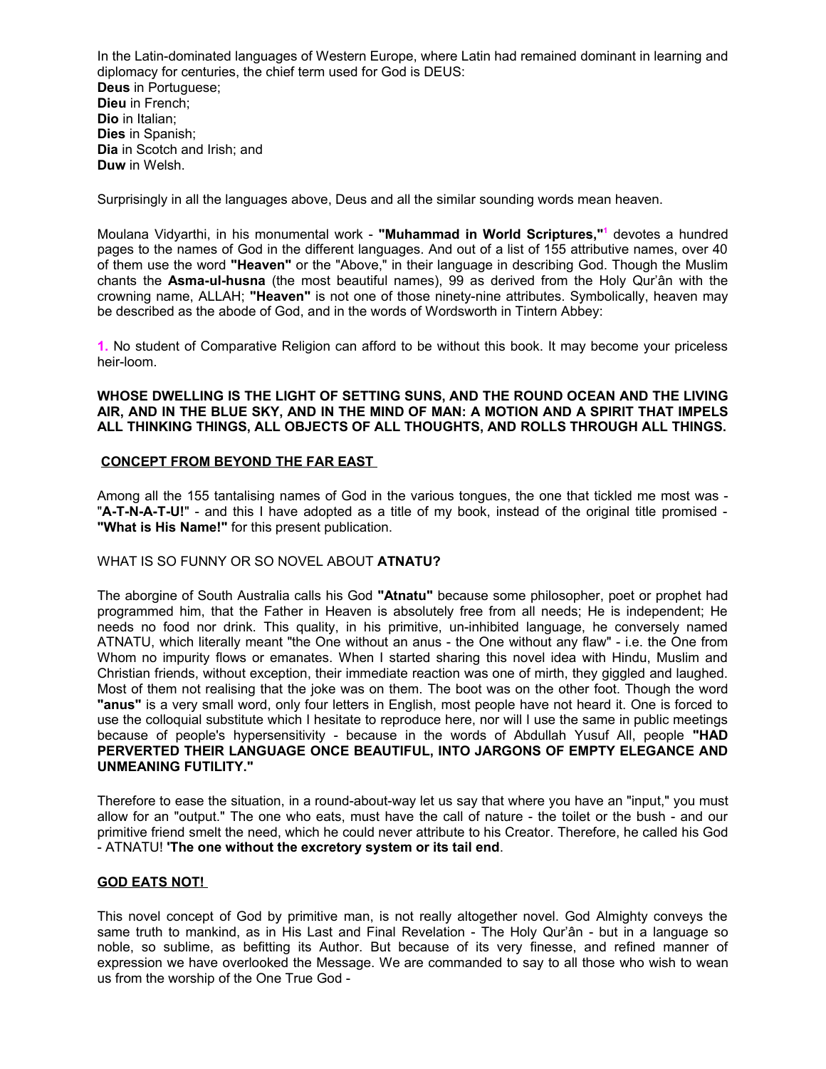In the Latin-dominated languages of Western Europe, where Latin had remained dominant in learning and diplomacy for centuries, the chief term used for God is DEUS:
**Deus** in Portuguese;
**Dieu** in French;
**Dio** in Italian;
**Dies** in Spanish;
**Dia** in Scotch and Irish; and
**Duw** in Welsh.

Surprisingly in all the languages above, Deus and all the similar sounding words mean heaven.

Moulana Vidyarthi, in his monumental work - **"Muhammad in World Scriptures,"**[1] devotes a hundred pages to the names of God in the different languages. And out of a list of 155 attributive names, over 40 of them use the word **"Heaven"** or the "Above," in their language in describing God. Though the Muslim chants the **Asma-ul-husna** (the most beautiful names), 99 as derived from the Holy Qur'ân with the crowning name, ALLAH; **"Heaven"** is not one of those ninety-nine attributes. Symbolically, heaven may be described as the abode of God, and in the words of Wordsworth in Tintern Abbey:

**1.** No student of Comparative Religion can afford to be without this book. It may become your priceless heir-loom.

**WHOSE DWELLING IS THE LIGHT OF SETTING SUNS, AND THE ROUND OCEAN AND THE LIVING AIR, AND IN THE BLUE SKY, AND IN THE MIND OF MAN: A MOTION AND A SPIRIT THAT IMPELS ALL THINKING THINGS, ALL OBJECTS OF ALL THOUGHTS, AND ROLLS THROUGH ALL THINGS.**

## CONCEPT FROM BEYOND THE FAR EAST

Among all the 155 tantalising names of God in the various tongues, the one that tickled me most was - "**A-T-N-A-T-U!**" - and this I have adopted as a title of my book, instead of the original title promised - **"What is His Name!"** for this present publication.

WHAT IS SO FUNNY OR SO NOVEL ABOUT **ATNATU?**

The aborgine of South Australia calls his God **"Atnatu"** because some philosopher, poet or prophet had programmed him, that the Father in Heaven is absolutely free from all needs; He is independent; He needs no food nor drink. This quality, in his primitive, un-inhibited language, he conversely named ATNATU, which literally meant "the One without an anus - the One without any flaw" - i.e. the One from Whom no impurity flows or emanates. When I started sharing this novel idea with Hindu, Muslim and Christian friends, without exception, their immediate reaction was one of mirth, they giggled and laughed. Most of them not realising that the joke was on them. The boot was on the other foot. Though the word **"anus"** is a very small word, only four letters in English, most people have not heard it. One is forced to use the colloquial substitute which I hesitate to reproduce here, nor will I use the same in public meetings because of people's hypersensitivity - because in the words of Abdullah Yusuf Ali, people **"HAD PERVERTED THEIR LANGUAGE ONCE BEAUTIFUL, INTO JARGONS OF EMPTY ELEGANCE AND UNMEANING FUTILITY."**

Therefore to ease the situation, in a round-about-way let us say that where you have an "input," you must allow for an "output." The one who eats, must have the call of nature - the toilet or the bush - and our primitive friend smelt the need, which he could never attribute to his Creator. Therefore, he called his God - ATNATU! **'The one without the excretory system or its tail end**.

## GOD EATS NOT!

This novel concept of God by primitive man, is not really altogether novel. God Almighty conveys the same truth to mankind, as in His Last and Final Revelation - The Holy Qur'ân - but in a language so noble, so sublime, as befitting its Author. But because of its very finesse, and refined manner of expression we have overlooked the Message. We are commanded to say to all those who wish to wean us from the worship of the One True God -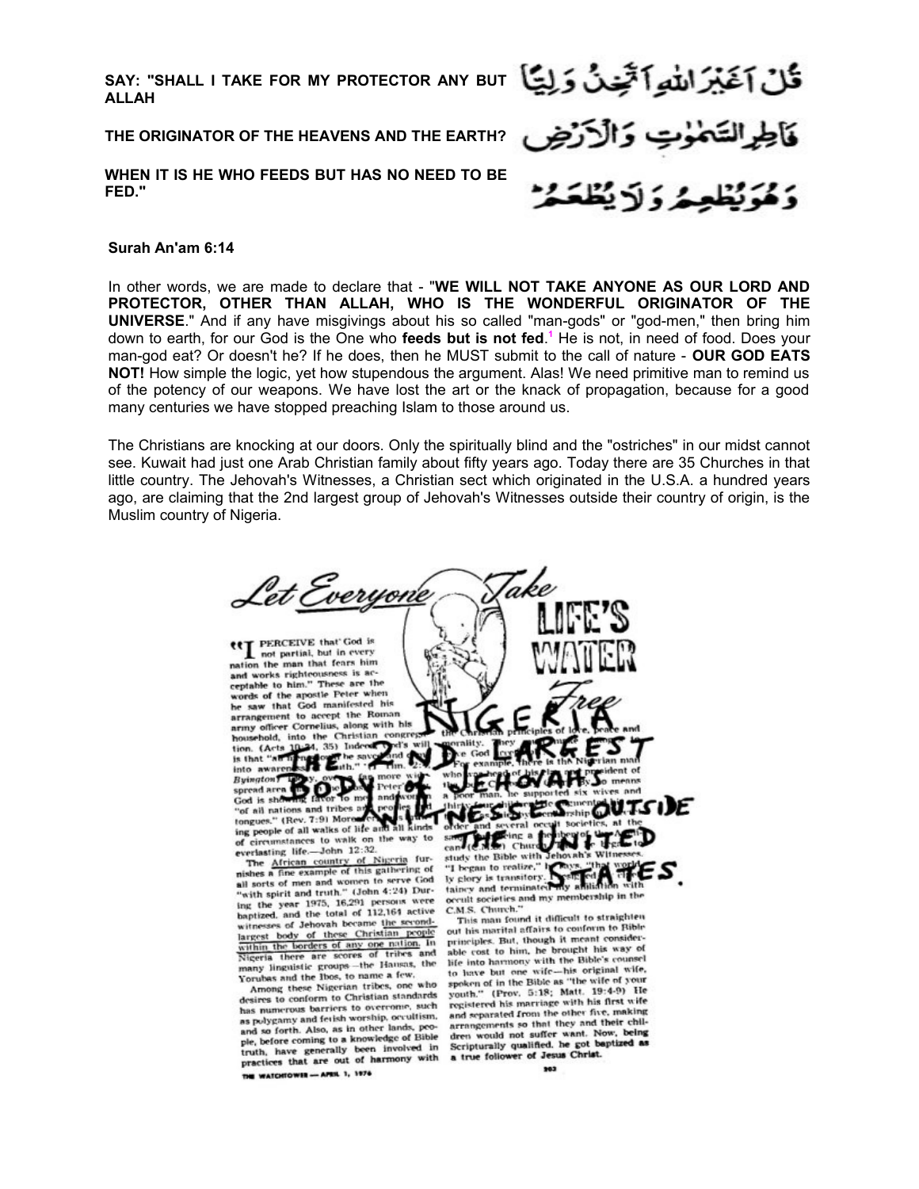**SAY: "SHALL I TAKE FOR MY PROTECTOR ANY BUT ALLAH** قُلْ أَغَيْرَ ٱللَّهِ أَتَّخِذُ وَلِيًّا

**THE ORIGINATOR OF THE HEAVENS AND THE EARTH?** فَاطِرِ ٱلسَّمَٰوَٰتِ وَٱلْأَرْضِ

**WHEN IT IS HE WHO FEEDS BUT HAS NO NEED TO BE FED."** وَهُوَ يُطْعِمُ وَلَا يُطْعَمُ

**Surah An'am 6:14**

In other words, we are made to declare that - "**WE WILL NOT TAKE ANYONE AS OUR LORD AND PROTECTOR, OTHER THAN ALLAH, WHO IS THE WONDERFUL ORIGINATOR OF THE UNIVERSE**." And if any have misgivings about his so called "man-gods" or "god-men," then bring him down to earth, for our God is the One who **feeds but is not fed**.[1] He is not, in need of food. Does your man-god eat? Or doesn't he? If he does, then he MUST submit to the call of nature - **OUR GOD EATS NOT!** How simple the logic, yet how stupendous the argument. Alas! We need primitive man to remind us of the potency of our weapons. We have lost the art or the knack of propagation, because for a good many centuries we have stopped preaching Islam to those around us.

The Christians are knocking at our doors. Only the spiritually blind and the "ostriches" in our midst cannot see. Kuwait had just one Arab Christian family about fifty years ago. Today there are 35 Churches in that little country. The Jehovah's Witnesses, a Christian sect which originated in the U.S.A. a hundred years ago, are claiming that the 2nd largest group of Jehovah's Witnesses outside their country of origin, is the Muslim country of Nigeria.

*Let Everyone Take* **LIFE'S WATER** *Free*

NIGERIA THE 2ND LARGEST BODY OF JEHOVAH'S WITNESSES OUTSIDE THE UNITED STATES.

"I PERCEIVE that God is not partial, but in every nation the man that fears him and works righteousness is acceptable to him." These are the words of the apostle Peter when he saw that God manifested his arrangement to accept the Roman army officer Cornelius, along with his household, into the Christian congregation. (Acts 10:34, 35) Indeed, God's will is that "all sorts of men should be saved and come to an accurate knowledge of truth." (1 Tim. 2:4) ... "of all nations and tribes and peoples and tongues." (Rev. 7:9) ... ing people of all walks of life and all kinds of circumstances to walk on the way to everlasting life.—John 12:32.

The African country of Nigeria furnishes a fine example of this gathering of all sorts of men and women to serve God "with spirit and truth." (John 4:24) During the year 1975, 16,291 persons were baptized, and the total of 112,164 active witnesses of Jehovah became the second-largest body of these Christian people within the borders of any one nation. In Nigeria there are scores of tribes and many linguistic groups—the Hausas, the Yorubas and the Ibos, to name a few.

Among these Nigerian tribes, one who desires to conform to Christian standards has numerous barriers to overcome, such as polygamy and fetish worship, occultism, and so forth. Also, as in other lands, people, before coming to a knowledge of Bible truth, have generally been involved in practices that are out of harmony with the Christian principles of love, peace and morality. ... For example, there is the Nigerian man who was head of his clan and president of ... a poor man, he supported six wives and thirty-four children ... order and several occult societies, at the same time ... (C.M.S.) Church ... study the Bible with Jehovah's Witnesses. "I began to realize," he says, "that worldly glory is transitory. ... and terminated my affiliation with occult societies and my membership in the C.M.S. Church."

This man found it difficult to straighten out his marital affairs to conform to Bible principles. But, though it meant considerable cost to him, he brought his way of life into harmony with the Bible's counsel to have but one wife—his original wife, spoken of in the Bible as "the wife of your youth." (Prov. 5:18; Matt. 19:4-9) He registered his marriage with his first wife and separated from the other five, making arrangements so that they and their children would not suffer want. Now, being Scripturally qualified, he got baptized as a true follower of Jesus Christ.

THE WATCHTOWER — APRIL 1, 1976 203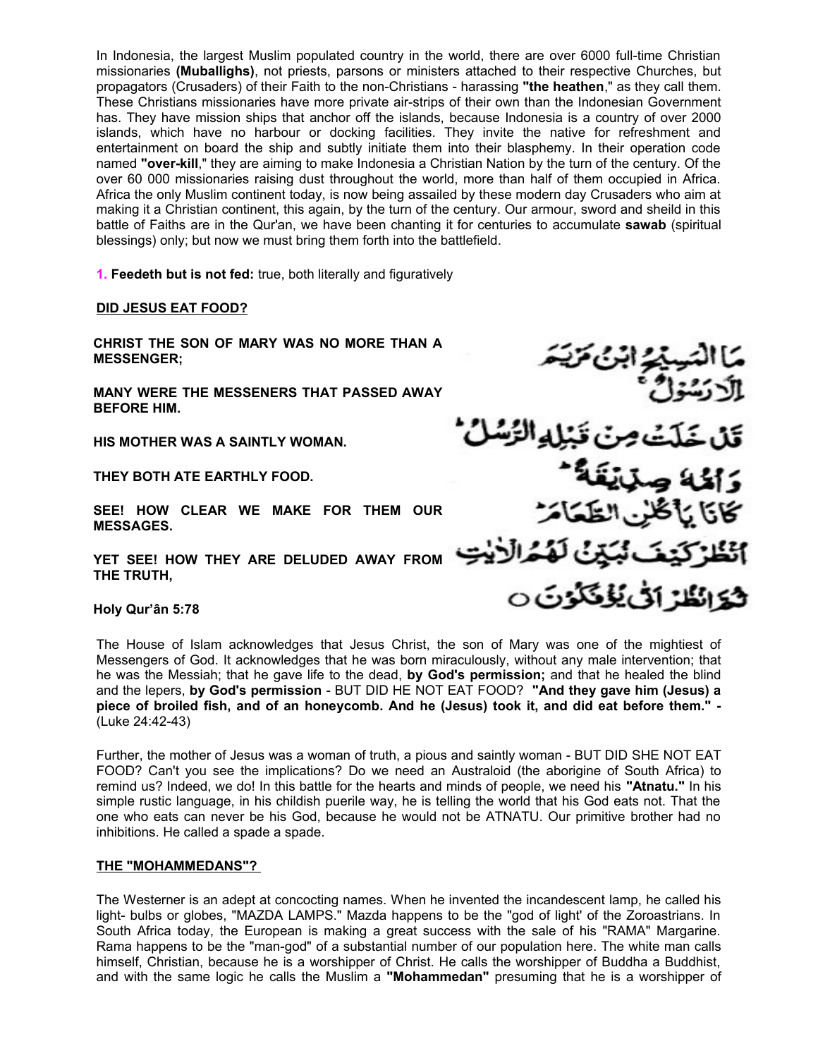In Indonesia, the largest Muslim populated country in the world, there are over 6000 full-time Christian missionaries **(Muballighs)**, not priests, parsons or ministers attached to their respective Churches, but propagators (Crusaders) of their Faith to the non-Christians - harassing **"the heathen**," as they call them. These Christians missionaries have more private air-strips of their own than the Indonesian Government has. They have mission ships that anchor off the islands, because Indonesia is a country of over 2000 islands, which have no harbour or docking facilities. They invite the native for refreshment and entertainment on board the ship and subtly initiate them into their blasphemy. In their operation code named **"over-kill**," they are aiming to make Indonesia a Christian Nation by the turn of the century. Of the over 60 000 missionaries raising dust throughout the world, more than half of them occupied in Africa. Africa the only Muslim continent today, is now being assailed by these modern day Crusaders who aim at making it a Christian continent, this again, by the turn of the century. Our armour, sword and sheild in this battle of Faiths are in the Qur'an, we have been chanting it for centuries to accumulate **sawab** (spiritual blessings) only; but now we must bring them forth into the battlefield.

**1. Feedeth but is not fed:** true, both literally and figuratively

**DID JESUS EAT FOOD?**

**CHRIST THE SON OF MARY WAS NO MORE THAN A MESSENGER;**

**MANY WERE THE MESSENERS THAT PASSED AWAY BEFORE HIM.**

**HIS MOTHER WAS A SAINTLY WOMAN.**

**THEY BOTH ATE EARTHLY FOOD.**

**SEE! HOW CLEAR WE MAKE FOR THEM OUR MESSAGES.**

**YET SEE! HOW THEY ARE DELUDED AWAY FROM THE TRUTH,**

**Holy Qur'ân 5:78**

مَا الْمَسِيحُ ابْنُ مَرْيَمَ إِلَّا رَسُولٌ
قَدْ خَلَتْ مِن قَبْلِهِ الرُّسُلُ
وَأُمُّهُ صِدِّيقَةٌ
كَانَا يَأْكُلَانِ الطَّعَامَ
انظُرْ كَيْفَ نُبَيِّنُ لَهُمُ الْآيَاتِ
ثُمَّ انظُرْ أَنَّىٰ يُؤْفَكُونَ ○

The House of Islam acknowledges that Jesus Christ, the son of Mary was one of the mightiest of Messengers of God. It acknowledges that he was born miraculously, without any male intervention; that he was the Messiah; that he gave life to the dead, **by God's permission;** and that he healed the blind and the lepers, **by God's permission** - BUT DID HE NOT EAT FOOD? **"And they gave him (Jesus) a piece of broiled fish, and of an honeycomb. And he (Jesus) took it, and did eat before them." -** (Luke 24:42-43)

Further, the mother of Jesus was a woman of truth, a pious and saintly woman - BUT DID SHE NOT EAT FOOD? Can't you see the implications? Do we need an Australoid (the aborigine of South Africa) to remind us? Indeed, we do! In this battle for the hearts and minds of people, we need his **"Atnatu."** In his simple rustic language, in his childish puerile way, he is telling the world that his God eats not. That the one who eats can never be his God, because he would not be ATNATU. Our primitive brother had no inhibitions. He called a spade a spade.

**THE "MOHAMMEDANS"?**

The Westerner is an adept at concocting names. When he invented the incandescent lamp, he called his light- bulbs or globes, "MAZDA LAMPS." Mazda happens to be the "god of light' of the Zoroastrians. In South Africa today, the European is making a great success with the sale of his "RAMA" Margarine. Rama happens to be the "man-god" of a substantial number of our population here. The white man calls himself, Christian, because he is a worshipper of Christ. He calls the worshipper of Buddha a Buddhist, and with the same logic he calls the Muslim a **"Mohammedan"** presuming that he is a worshipper of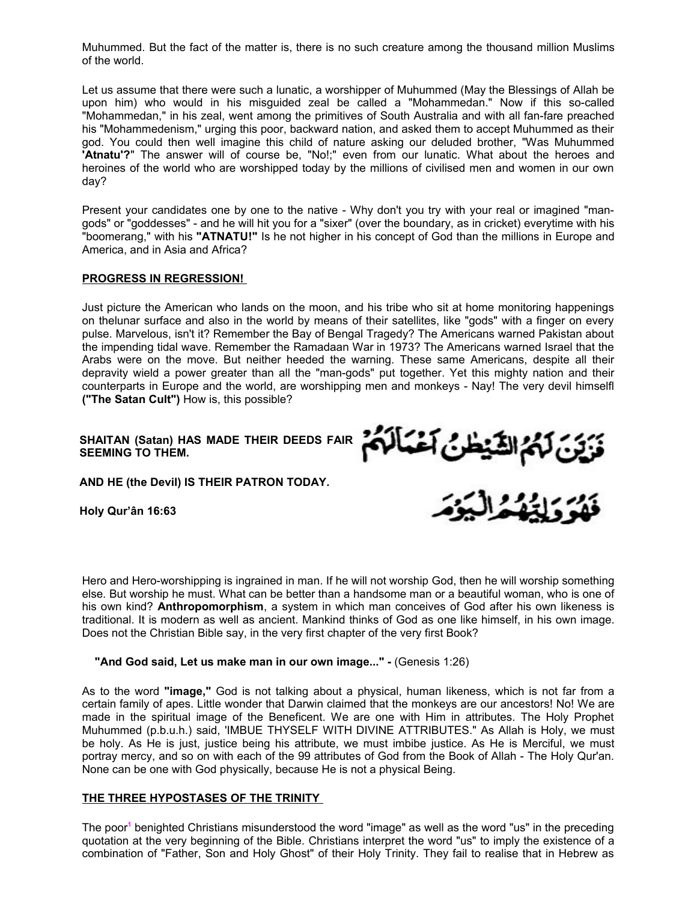Muhummed. But the fact of the matter is, there is no such creature among the thousand million Muslims of the world.

Let us assume that there were such a lunatic, a worshipper of Muhummed (May the Blessings of Allah be upon him) who would in his misguided zeal be called a "Mohammedan." Now if this so-called "Mohammedan," in his zeal, went among the primitives of South Australia and with all fan-fare preached his "Mohammedenism," urging this poor, backward nation, and asked them to accept Muhummed as their god. You could then well imagine this child of nature asking our deluded brother, "Was Muhummed **'Atnatu'?**" The answer will of course be, "No!;" even from our lunatic. What about the heroes and heroines of the world who are worshipped today by the millions of civilised men and women in our own day?

Present your candidates one by one to the native - Why don't you try with your real or imagined "man-gods" or "goddesses" - and he will hit you for a "sixer" (over the boundary, as in cricket) everytime with his "boomerang," with his **"ATNATU!"** Is he not higher in his concept of God than the millions in Europe and America, and in Asia and Africa?

## PROGRESS IN REGRESSION!

Just picture the American who lands on the moon, and his tribe who sit at home monitoring happenings on thelunar surface and also in the world by means of their satellites, like "gods" with a finger on every pulse. Marvelous, isn't it? Remember the Bay of Bengal Tragedy? The Americans warned Pakistan about the impending tidal wave. Remember the Ramadaan War in 1973? The Americans warned Israel that the Arabs were on the move. But neither heeded the warning. These same Americans, despite all their depravity wield a power greater than all the "man-gods" put together. Yet this mighty nation and their counterparts in Europe and the world, are worshipping men and monkeys - Nay! The very devil himselfl **("The Satan Cult")** How is, this possible?

**SHAITAN (Satan) HAS MADE THEIR DEEDS FAIR SEEMING TO THEM.**

**AND HE (the Devil) IS THEIR PATRON TODAY.**

**Holy Qur'ân 16:63**

فَزَيَّنَ لَهُمُ الشَّيْطٰنُ أَعْمَالَهُمْ

فَهُوَ وَلِيُّهُمُ الْيَوْمَ

Hero and Hero-worshipping is ingrained in man. If he will not worship God, then he will worship something else. But worship he must. What can be better than a handsome man or a beautiful woman, who is one of his own kind? **Anthropomorphism**, a system in which man conceives of God after his own likeness is traditional. It is modern as well as ancient. Mankind thinks of God as one like himself, in his own image. Does not the Christian Bible say, in the very first chapter of the very first Book?

**"And God said, Let us make man in our own image..." -** (Genesis 1:26)

As to the word **"image,"** God is not talking about a physical, human likeness, which is not far from a certain family of apes. Little wonder that Darwin claimed that the monkeys are our ancestors! No! We are made in the spiritual image of the Beneficent. We are one with Him in attributes. The Holy Prophet Muhummed (p.b.u.h.) said, 'IMBUE THYSELF WITH DIVINE ATTRIBUTES." As Allah is Holy, we must be holy. As He is just, justice being his attribute, we must imbibe justice. As He is Merciful, we must portray mercy, and so on with each of the 99 attributes of God from the Book of Allah - The Holy Qur'an. None can be one with God physically, because He is not a physical Being.

## THE THREE HYPOSTASES OF THE TRINITY

The poor[1] benighted Christians misunderstood the word "image" as well as the word "us" in the preceding quotation at the very beginning of the Bible. Christians interpret the word "us" to imply the existence of a combination of "Father, Son and Holy Ghost" of their Holy Trinity. They fail to realise that in Hebrew as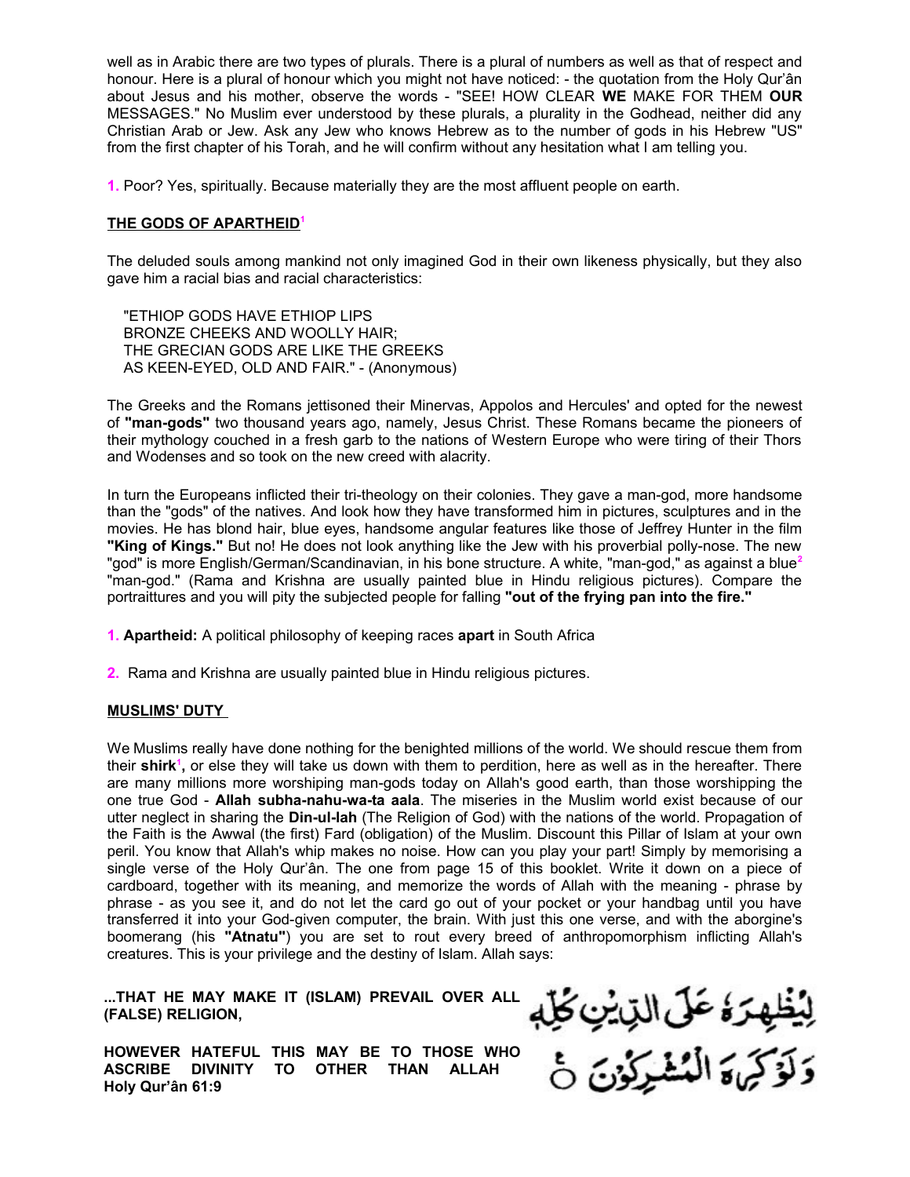well as in Arabic there are two types of plurals. There is a plural of numbers as well as that of respect and honour. Here is a plural of honour which you might not have noticed: - the quotation from the Holy Qur'ân about Jesus and his mother, observe the words - "SEE! HOW CLEAR **WE** MAKE FOR THEM **OUR** MESSAGES." No Muslim ever understood by these plurals, a plurality in the Godhead, neither did any Christian Arab or Jew. Ask any Jew who knows Hebrew as to the number of gods in his Hebrew "US" from the first chapter of his Torah, and he will confirm without any hesitation what I am telling you.

**1.** Poor? Yes, spiritually. Because materially they are the most affluent people on earth.

### THE GODS OF APARTHEID[1]

The deluded souls among mankind not only imagined God in their own likeness physically, but they also gave him a racial bias and racial characteristics:

> "ETHIOP GODS HAVE ETHIOP LIPS
> BRONZE CHEEKS AND WOOLLY HAIR;
> THE GRECIAN GODS ARE LIKE THE GREEKS
> AS KEEN-EYED, OLD AND FAIR." - (Anonymous)

The Greeks and the Romans jettisoned their Minervas, Appolos and Hercules' and opted for the newest of **"man-gods"** two thousand years ago, namely, Jesus Christ. These Romans became the pioneers of their mythology couched in a fresh garb to the nations of Western Europe who were tiring of their Thors and Wodenses and so took on the new creed with alacrity.

In turn the Europeans inflicted their tri-theology on their colonies. They gave a man-god, more handsome than the "gods" of the natives. And look how they have transformed him in pictures, sculptures and in the movies. He has blond hair, blue eyes, handsome angular features like those of Jeffrey Hunter in the film **"King of Kings."** But no! He does not look anything like the Jew with his proverbial polly-nose. The new "god" is more English/German/Scandinavian, in his bone structure. A white, "man-god," as against a blue[2] "man-god." (Rama and Krishna are usually painted blue in Hindu religious pictures). Compare the portraittures and you will pity the subjected people for falling **"out of the frying pan into the fire."**

**1. Apartheid:** A political philosophy of keeping races **apart** in South Africa

**2.** Rama and Krishna are usually painted blue in Hindu religious pictures.

### MUSLIMS' DUTY

We Muslims really have done nothing for the benighted millions of the world. We should rescue them from their **shirk**[1], or else they will take us down with them to perdition, here as well as in the hereafter. There are many millions more worshiping man-gods today on Allah's good earth, than those worshipping the one true God - **Allah subha-nahu-wa-ta aala**. The miseries in the Muslim world exist because of our utter neglect in sharing the **Din-ul-lah** (The Religion of God) with the nations of the world. Propagation of the Faith is the Awwal (the first) Fard (obligation) of the Muslim. Discount this Pillar of Islam at your own peril. You know that Allah's whip makes no noise. How can you play your part! Simply by memorising a single verse of the Holy Qur'ân. The one from page 15 of this booklet. Write it down on a piece of cardboard, together with its meaning, and memorize the words of Allah with the meaning - phrase by phrase - as you see it, and do not let the card go out of your pocket or your handbag until you have transferred it into your God-given computer, the brain. With just this one verse, and with the aborgine's boomerang (his **"Atnatu"**) you are set to rout every breed of anthropomorphism inflicting Allah's creatures. This is your privilege and the destiny of Islam. Allah says:

**...THAT HE MAY MAKE IT (ISLAM) PREVAIL OVER ALL (FALSE) RELIGION,**

**HOWEVER HATEFUL THIS MAY BE TO THOSE WHO ASCRIBE DIVINITY TO OTHER THAN ALLAH**
**Holy Qur'ân 61:9**

لِيُظْهِرَهُ عَلَى الدِّينِ كُلِّهِ
وَلَوْ كَرِهَ الْمُشْرِكُونَ ۝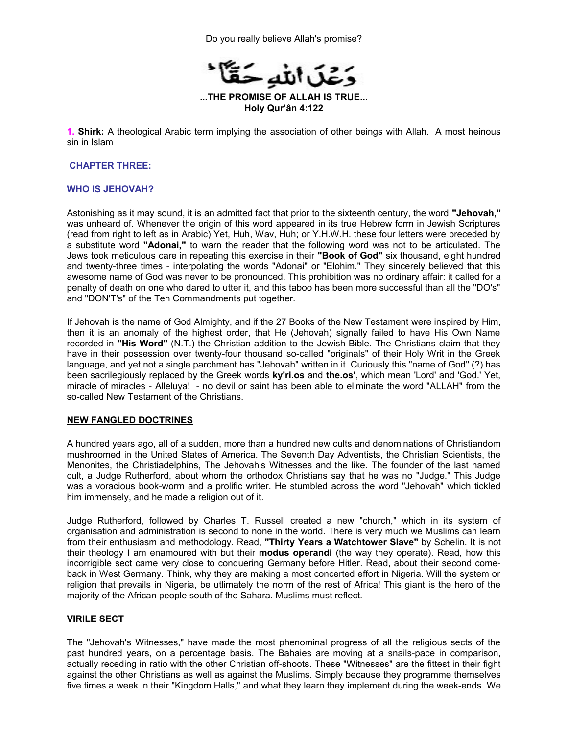Do you really believe Allah's promise?

وَعْدَ اللهِ حَقًّا

**...THE PROMISE OF ALLAH IS TRUE...**
**Holy Qur'ân 4:122**

**1. Shirk:** A theological Arabic term implying the association of other beings with Allah. A most heinous sin in Islam

## CHAPTER THREE:

## WHO IS JEHOVAH?

Astonishing as it may sound, it is an admitted fact that prior to the sixteenth century, the word **"Jehovah,"** was unheard of. Whenever the origin of this word appeared in its true Hebrew form in Jewish Scriptures (read from right to left as in Arabic) Yet, Huh, Wav, Huh; or Y.H.W.H. these four letters were preceded by a substitute word **"Adonai,"** to warn the reader that the following word was not to be articulated. The Jews took meticulous care in repeating this exercise in their **"Book of God"** six thousand, eight hundred and twenty-three times - interpolating the words "Adonai" or "Elohim." They sincerely believed that this awesome name of God was never to be pronounced. This prohibition was no ordinary affair: it called for a penalty of death on one who dared to utter it, and this taboo has been more successful than all the "DO's" and "DON'T's" of the Ten Commandments put together.

If Jehovah is the name of God Almighty, and if the 27 Books of the New Testament were inspired by Him, then it is an anomaly of the highest order, that He (Jehovah) signally failed to have His Own Name recorded in **"His Word"** (N.T.) the Christian addition to the Jewish Bible. The Christians claim that they have in their possession over twenty-four thousand so-called "originals" of their Holy Writ in the Greek language, and yet not a single parchment has "Jehovah" written in it. Curiously this "name of God" (?) has been sacrilegiously replaced by the Greek words **ky'ri.os** and **the.os'**, which mean 'Lord' and 'God.' Yet, miracle of miracles - Alleluya! - no devil or saint has been able to eliminate the word "ALLAH" from the so-called New Testament of the Christians.

### NEW FANGLED DOCTRINES

A hundred years ago, all of a sudden, more than a hundred new cults and denominations of Christiandom mushroomed in the United States of America. The Seventh Day Adventists, the Christian Scientists, the Menonites, the Christiadelphins, The Jehovah's Witnesses and the like. The founder of the last named cult, a Judge Rutherford, about whom the orthodox Christians say that he was no "Judge." This Judge was a voracious book-worm and a prolific writer. He stumbled across the word "Jehovah" which tickled him immensely, and he made a religion out of it.

Judge Rutherford, followed by Charles T. Russell created a new "church," which in its system of organisation and administration is second to none in the world. There is very much we Muslims can learn from their enthusiasm and methodology. Read, **"Thirty Years a Watchtower Slave"** by Schelin. It is not their theology I am enamoured with but their **modus operandi** (the way they operate). Read, how this incorrigible sect came very close to conquering Germany before Hitler. Read, about their second come-back in West Germany. Think, why they are making a most concerted effort in Nigeria. Will the system or religion that prevails in Nigeria, be utlimately the norm of the rest of Africa! This giant is the hero of the majority of the African people south of the Sahara. Muslims must reflect.

### VIRILE SECT

The "Jehovah's Witnesses," have made the most phenominal progress of all the religious sects of the past hundred years, on a percentage basis. The Bahaies are moving at a snails-pace in comparison, actually receding in ratio with the other Christian off-shoots. These "Witnesses" are the fittest in their fight against the other Christians as well as against the Muslims. Simply because they programme themselves five times a week in their "Kingdom Halls," and what they learn they implement during the week-ends. We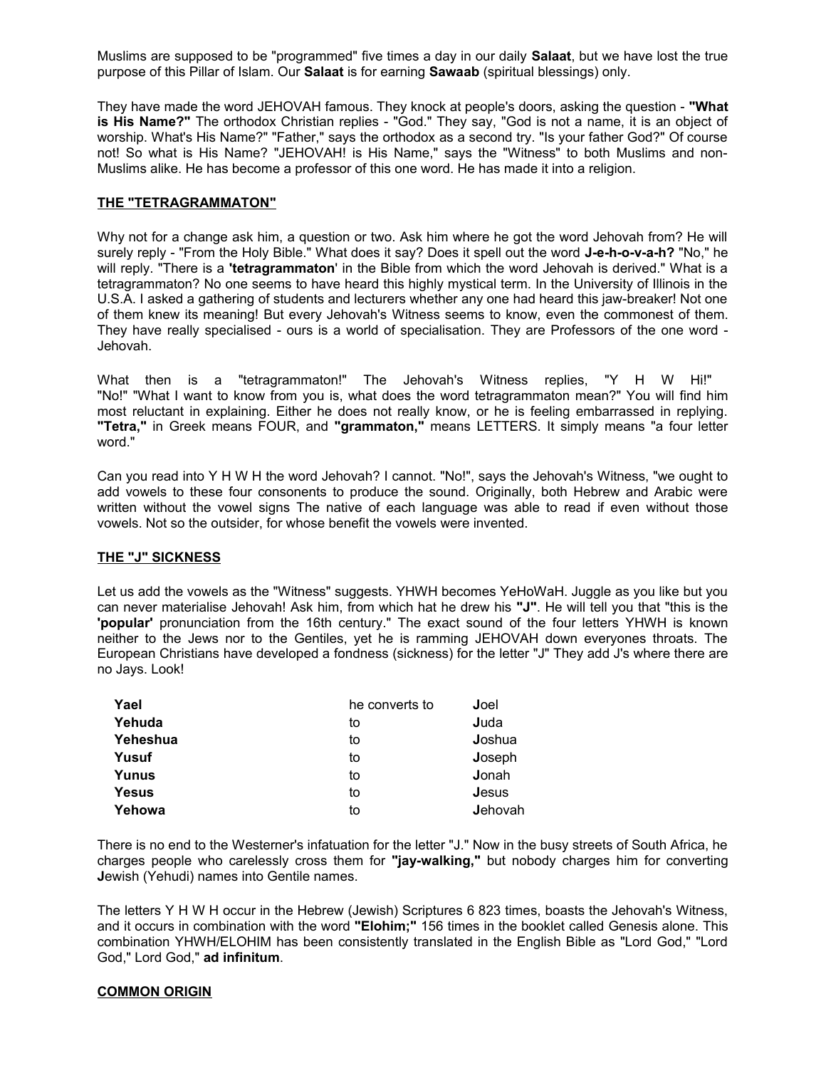Muslims are supposed to be "programmed" five times a day in our daily **Salaat**, but we have lost the true purpose of this Pillar of Islam. Our **Salaat** is for earning **Sawaab** (spiritual blessings) only.

They have made the word JEHOVAH famous. They knock at people's doors, asking the question - **"What is His Name?"** The orthodox Christian replies - "God." They say, "God is not a name, it is an object of worship. What's His Name?" "Father," says the orthodox as a second try. "Is your father God?" Of course not! So what is His Name? "JEHOVAH! is His Name," says the "Witness" to both Muslims and non-Muslims alike. He has become a professor of this one word. He has made it into a religion.

## THE "TETRAGRAMMATON"

Why not for a change ask him, a question or two. Ask him where he got the word Jehovah from? He will surely reply - "From the Holy Bible." What does it say? Does it spell out the word **J-e-h-o-v-a-h?** "No," he will reply. "There is a **'tetragrammaton'** in the Bible from which the word Jehovah is derived." What is a tetragrammaton? No one seems to have heard this highly mystical term. In the University of Illinois in the U.S.A. I asked a gathering of students and lecturers whether any one had heard this jaw-breaker! Not one of them knew its meaning! But every Jehovah's Witness seems to know, even the commonest of them. They have really specialised - ours is a world of specialisation. They are Professors of the one word - Jehovah.

What then is a "tetragrammaton!" The Jehovah's Witness replies, "Y H W Hi!" "No!" "What I want to know from you is, what does the word tetragrammaton mean?" You will find him most reluctant in explaining. Either he does not really know, or he is feeling embarrassed in replying. **"Tetra,"** in Greek means FOUR, and **"grammaton,"** means LETTERS. It simply means "a four letter word."

Can you read into Y H W H the word Jehovah? I cannot. "No!", says the Jehovah's Witness, "we ought to add vowels to these four consonents to produce the sound. Originally, both Hebrew and Arabic were written without the vowel signs The native of each language was able to read if even without those vowels. Not so the outsider, for whose benefit the vowels were invented.

## THE "J" SICKNESS

Let us add the vowels as the "Witness" suggests. YHWH becomes YeHoWaH. Juggle as you like but you can never materialise Jehovah! Ask him, from which hat he drew his **"J"**. He will tell you that "this is the **'popular'** pronunciation from the 16th century." The exact sound of the four letters YHWH is known neither to the Jews nor to the Gentiles, yet he is ramming JEHOVAH down everyones throats. The European Christians have developed a fondness (sickness) for the letter "J" They add J's where there are no Jays. Look!

| | | |
|---|---|---|
| **Yael** | he converts to | **J**oel |
| **Yehuda** | to | **J**uda |
| **Yeheshua** | to | **J**oshua |
| **Yusuf** | to | **J**oseph |
| **Yunus** | to | **J**onah |
| **Yesus** | to | **J**esus |
| **Yehowa** | to | **J**ehovah |

There is no end to the Westerner's infatuation for the letter "J." Now in the busy streets of South Africa, he charges people who carelessly cross them for **"jay-walking,"** but nobody charges him for converting **J**ewish (Yehudi) names into Gentile names.

The letters Y H W H occur in the Hebrew (Jewish) Scriptures 6 823 times, boasts the Jehovah's Witness, and it occurs in combination with the word **"Elohim;"** 156 times in the booklet called Genesis alone. This combination YHWH/ELOHIM has been consistently translated in the English Bible as "Lord God," "Lord God," Lord God," **ad infinitum**.

## COMMON ORIGIN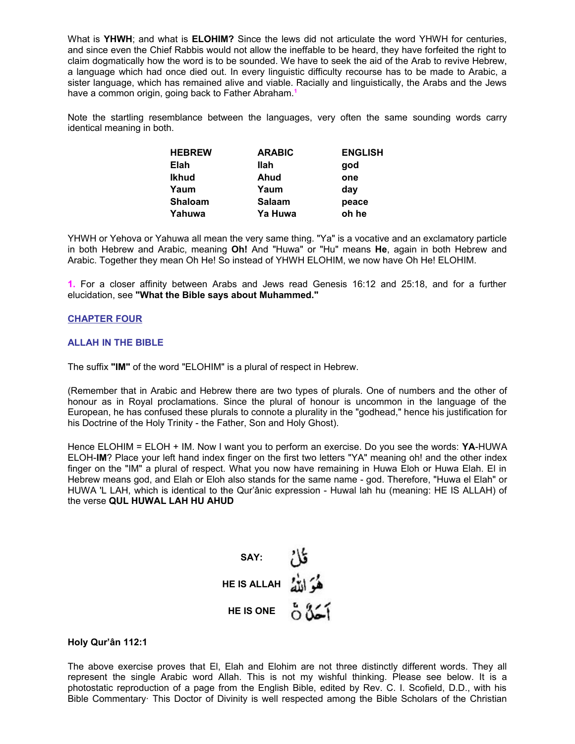What is **YHWH**; and what is **ELOHIM?** Since the lews did not articulate the word YHWH for centuries, and since even the Chief Rabbis would not allow the ineffable to be heard, they have forfeited the right to claim dogmatically how the word is to be sounded. We have to seek the aid of the Arab to revive Hebrew, a language which had once died out. In every linguistic difficulty recourse has to be made to Arabic, a sister language, which has remained alive and viable. Racially and linguistically, the Arabs and the Jews have a common origin, going back to Father Abraham.[1]

Note the startling resemblance between the languages, very often the same sounding words carry identical meaning in both.

| **HEBREW** | **ARABIC** | **ENGLISH** |
|---|---|---|
| **Elah** | **Ilah** | **god** |
| **Ikhud** | **Ahud** | **one** |
| **Yaum** | **Yaum** | **day** |
| **Shaloam** | **Salaam** | **peace** |
| **Yahuwa** | **Ya Huwa** | **oh he** |

YHWH or Yehova or Yahuwa all mean the very same thing. "Ya" is a vocative and an exclamatory particle in both Hebrew and Arabic, meaning **Oh!** And "Huwa" or "Hu" means **He**, again in both Hebrew and Arabic. Together they mean Oh He! So instead of YHWH ELOHIM, we now have Oh He! ELOHIM.

**1.** For a closer affinity between Arabs and Jews read Genesis 16:12 and 25:18, and for a further elucidation, see **"What the Bible says about Muhammed."**

## CHAPTER FOUR

### ALLAH IN THE BIBLE

The suffix **"IM"** of the word "ELOHIM" is a plural of respect in Hebrew.

(Remember that in Arabic and Hebrew there are two types of plurals. One of numbers and the other of honour as in Royal proclamations. Since the plural of honour is uncommon in the language of the European, he has confused these plurals to connote a plurality in the "godhead," hence his justification for his Doctrine of the Holy Trinity - the Father, Son and Holy Ghost).

Hence ELOHIM = ELOH + IM. Now I want you to perform an exercise. Do you see the words: **YA**-HUWA ELOH-**IM**? Place your left hand index finger on the first two letters "YA" meaning oh! and the other index finger on the "IM" a plural of respect. What you now have remaining in Huwa Eloh or Huwa Elah. El in Hebrew means god, and Elah or Eloh also stands for the same name - god. Therefore, "Huwa el Elah" or HUWA 'L LAH, which is identical to the Qur'ânic expression - Huwal lah hu (meaning: HE IS ALLAH) of the verse **QUL HUWAL LAH HU AHUD**

**SAY:** قُلْ

**HE IS ALLAH** هُوَ اللّٰهُ

**HE IS ONE** أَحَدٌ

**Holy Qur'ân 112:1**

The above exercise proves that El, Elah and Elohim are not three distinctly different words. They all represent the single Arabic word Allah. This is not my wishful thinking. Please see below. It is a photostatic reproduction of a page from the English Bible, edited by Rev. C. I. Scofield, D.D., with his Bible Commentary· This Doctor of Divinity is well respected among the Bible Scholars of the Christian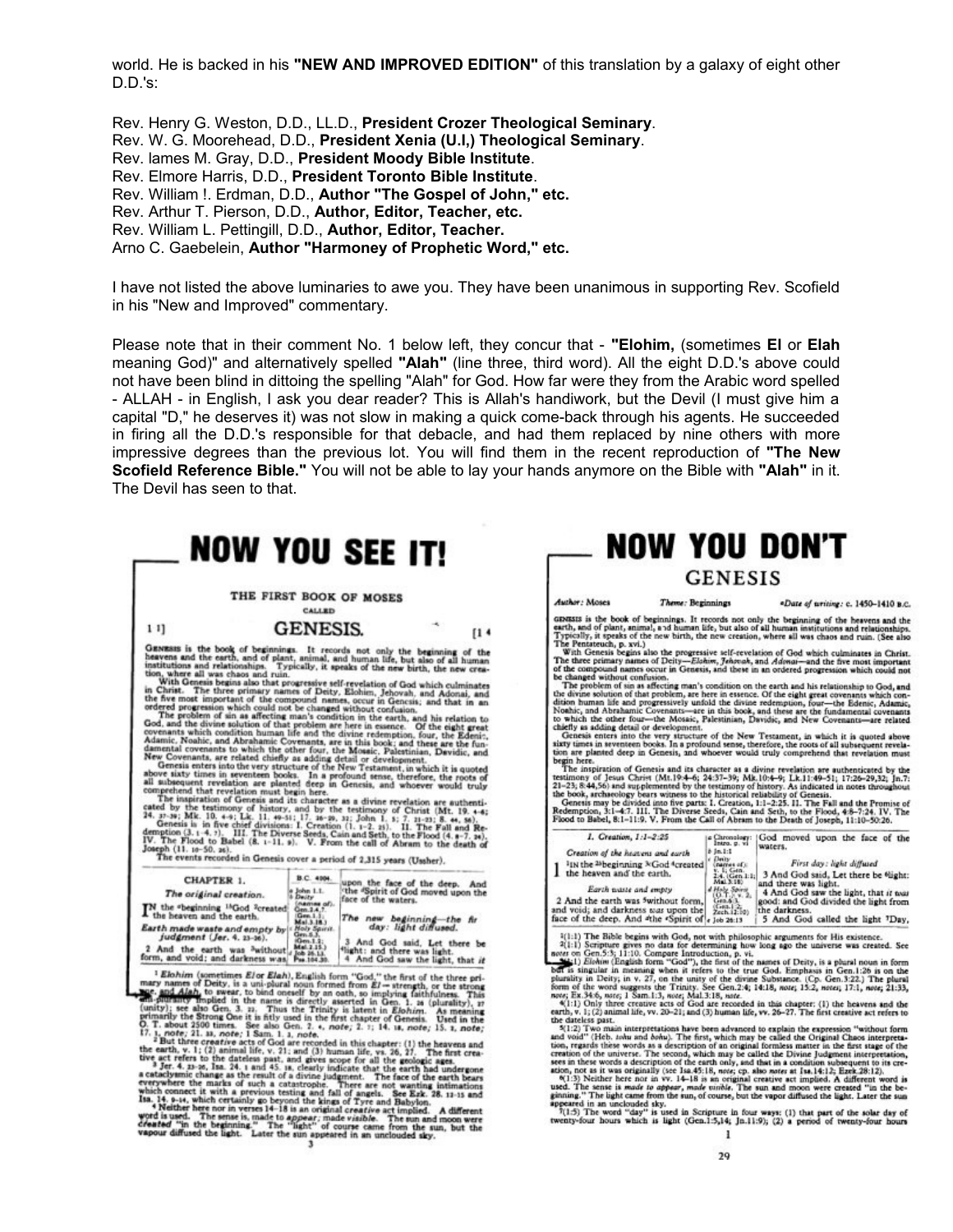world. He is backed in his **"NEW AND IMPROVED EDITION"** of this translation by a galaxy of eight other D.D.'s:

Rev. Henry G. Weston, D.D., LL.D., **President Crozer Theological Seminary**.
Rev. W. G. Moorehead, D.D., **President Xenia (U.I,) Theological Seminary**.
Rev. lames M. Gray, D.D., **President Moody Bible Institute**.
Rev. Elmore Harris, D.D., **President Toronto Bible Institute**.
Rev. William !. Erdman, D.D., **Author "The Gospel of John," etc.**
Rev. Arthur T. Pierson, D.D., **Author, Editor, Teacher, etc.**
Rev. William L. Pettingill, D.D., **Author, Editor, Teacher.**
Arno C. Gaebelein, **Author "Harmoney of Prophetic Word," etc.**

I have not listed the above luminaries to awe you. They have been unanimous in supporting Rev. Scofield in his "New and Improved" commentary.

Please note that in their comment No. 1 below left, they concur that - **"Elohim,** (sometimes **El** or **Elah** meaning God)" and alternatively spelled **"Alah"** (line three, third word). All the eight D.D.'s above could not have been blind in dittoing the spelling "Alah" for God. How far were they from the Arabic word spelled - ALLAH - in English, I ask you dear reader? This is Allah's handiwork, but the Devil (I must give him a capital "D," he deserves it) was not slow in making a quick come-back through his agents. He succeeded in firing all the D.D.'s responsible for that debacle, and had them replaced by nine others with more impressive degrees than the previous lot. You will find them in the recent reproduction of **"The New Scofield Reference Bible."** You will not be able to lay your hands anymore on the Bible with **"Alah"** in it. The Devil has seen to that.

# NOW YOU SEE IT!

THE FIRST BOOK OF MOSES

CALLED

## GENESIS.

GENESIS is the book of beginnings. It records not only the beginning of the heavens and the earth, and of plant, animal, and human life, but also of all human institutions and relationships. Typically, it speaks of the new birth, the new creation, where all was chaos and ruin.

With Genesis begins also that progressive self-revelation of God which culminates in Christ. The three primary names of Deity, Elohim, Jehovah, and Adonai, and the five most important of the compound names, occur in Genesis; and that in an ordered progression which could not be changed without confusion.

The problem of sin as affecting man's condition in the earth, and his relation to God, and the divine solution of that problem are here in essence. Of the eight great covenants which condition human life and the divine redemption, four, the Edenic, Adamic, Noahic, and Abrahamic Covenants, are in this book; and these are the fundamental covenants to which the other four, the Mosaic, Palestinian, Davidic, and New Covenants, are related chiefly as adding detail or development.

Genesis enters into the very structure of the New Testament, in which it is quoted above sixty times in seventeen books. In a profound sense, therefore, the roots of all subsequent revelation are planted deep in Genesis, and whoever would truly comprehend that revelation must begin here.

The inspiration of Genesis and its character as a divine revelation are authenticated by the testimony of history, and by the testimony of Christ (Mt. 19. 4-6; 24. 37-39; Mk. 10. 4-6; Lk. 11. 49-51; 17. 26-29, 32; John 1. 3; 7. 21-23; 8. 44, 56).

Genesis is in five chief divisions: I. Creation (1. 1-2. 25). II. The Fall and Redemption (3. 1-4. 7). III. The Diverse Seeds, Cain and Seth, to the Flood (4. 8-7. 24). IV. The Flood to Babel (8. 1-11. 9). V. From the call of Abram to the death of Joseph (11. 10-50. 26).

The events recorded in Genesis cover a period of 2,315 years (Usher).

CHAPTER 1. — B.C. 4004.

*The original creation.*

IN the beginning God created the heaven and the earth.

*Earth made waste and empty by judgment (Jer. 4. 23-26).*

2 And the earth was without form, and void; and darkness was upon the face of the deep. And the Spirit of God moved upon the face of the waters.

*The new beginning—the first day: light diffused.*

3 And God said, Let there be light: and there was light.

4 And God saw the light, that it

[1] Elohim (sometimes El or Elah), English form "God," the first of the three primary names of Deity, is a uni-plural noun formed from El = strength, or the strong one, and Alah, to swear, to bind oneself by an oath, so implying faithfulness. This uni-plurality implied in the name is directly asserted in Gen. 1. 26 (plurality), 27 (unity); see also Gen. 3. 22. Thus the Trinity is latent in Elohim. As meaning primarily the Strong One it is fitly used in the first chapter of Genesis. Used in the O. T. about 2500 times. See also Gen. 2. 4, note; 2. 7; 14. 18, note; 15. 2, note; 17. 1, note; 21. 33, note; 1 Sam. 1. 3, note.

[2] But three creative acts of God are recorded in this chapter: (1) the heavens and the earth, v. 1; (2) animal life, v. 21; and (3) human life, vs. 26, 27. The first creative act refers to the dateless past, and gives scope for all the geologic ages.

[3] Jer. 4. 23-26, Isa. 24. 1 and 45. 18, clearly indicate that the earth had undergone a cataclysmic change as the result of a divine judgment. The face of the earth bears everywhere the marks of such a catastrophe. There are not wanting intimations which connect it with a previous testing and fall of angels. See Ezk. 28. 12-15 and Isa. 14. 9-14, which certainly go beyond the kings of Tyre and Babylon.

[4] Neither here nor in verses 14-18 is an original creative act implied. A different word is used. The sense is, made to appear; made visible. The sun and moon were created "in the beginning." The "light" of course came from the sun, but the vapour diffused the light. Later the sun appeared in an unclouded sky.

# NOW YOU DON'T

## GENESIS

*Author:* Moses — *Theme:* Beginnings — *Date of writing:* c. 1450–1410 B.C.

GENESIS is the book of beginnings. It records not only the beginning of the heavens and the earth, and of plant, animal, and human life, but also of all human institutions and relationships. Typically, it speaks of the new birth, the new creation, where all was chaos and ruin. (See also The Pentateuch, p. xvi.)

With Genesis begins also the progressive self-revelation of God which culminates in Christ. The three primary names of Deity—*Elohim, Jehovah,* and *Adonai*—and the five most important of the compound names occur in Genesis, and these in an ordered progression which could not be changed without confusion.

The problem of sin as affecting man's condition on the earth and his relationship to God, and the divine solution of that problem, are here in essence. Of the eight great covenants which condition human life and progressively unfold the divine redemption, four—the Edenic, Adamic, Noahic, and Abrahamic Covenants—are in this book, and these are the fundamental covenants to which the other four—the Mosaic, Palestinian, Davidic, and New Covenants—are related chiefly as adding detail or development.

Genesis enters into the very structure of the New Testament, in which it is quoted above sixty times in seventeen books. In a profound sense, therefore, the roots of all subsequent revelation are planted deep in Genesis, and whoever would truly comprehend that revelation must begin here.

The inspiration of Genesis and its character as a divine revelation are authenticated by the testimony of Jesus Christ (Mt.19:4–6; 24:37–39; Mk.10:4–9; Lk.11:49–51; 17:26–29,32; Jn.7:21–23; 8:44,56) and supplemented by the testimony of history. As indicated in notes throughout the book, archaeology bears witness to the historical reliability of Genesis.

Genesis may be divided into five parts: I. Creation, 1:1–2:25. II. The Fall and the Promise of Redemption, 3:1–4:7. III. The Diverse Seeds, Cain and Seth, to the Flood, 4:8–7:24. IV. The Flood to Babel, 8:1–11:9. V. From the Call of Abram to the Death of Joseph, 11:10–50:26.

*I. Creation, 1:1–2:25*

*Creation of the heavens and earth*

1 IN the beginning God created the heaven and the earth.

*Earth waste and empty*

2 And the earth was without form, and void; and darkness was upon the face of the deep. And the Spirit of God moved upon the face of the waters.

*First day: light diffused*

3 And God said, Let there be light: and there was light.

4 And God saw the light, that it was good: and God divided the light from the darkness.

5 And God called the light Day,

1(1:1) The Bible begins with God, not with philosophic arguments for His existence.

2(1:1) Scripture gives no data for determining how long ago the universe was created. See notes on Gen.5:3; 11:10. Compare Introduction, p. vi.

3(1:1) *Elohim* (English form "God"), the first of the names of Deity, is a plural noun in form but is singular in meaning when it refers to the true God. Emphasis in Gen.1:26 is on the plurality in Deity; in v. 27, on the unity of the divine Substance. (Cp. Gen.3:22.) The plural form of the word suggests the Trinity. See Gen.2:4; 14:18, note; 15:2, note; 17:1, note; 21:33, note; Ex.34:6, note; 1 Sam.1:3, note; Mal.3:18, note.

4(1:1) Only three creative acts of God are recorded in this chapter: (1) the heavens and the earth, v. 1; (2) animal life, vv. 20–21; and (3) human life, vv. 26–27. The first creative act refers to the dateless past.

5(1:2) Two main interpretations have been advanced to explain the expression "without form and void" (Heb. *tohu* and *bohu*). The first, which may be called the Original Chaos interpretation, regards these words as a description of an original formless matter in the first stage of the creation of the universe. The second, which may be called the Divine Judgment interpretation, sees in these words a description of the earth only, and that in a condition subsequent to its creation, not as it was originally (see Isa.45:18, note; cp. also notes at Isa.14:12; Ezek.28:12).

6(1:3) Neither here nor in vv. 14–18 is an original creative act implied. A different word is used. The sense is *made to appear, made visible.* The sun and moon were created "in the beginning." The light came from the sun, of course, but the vapor diffused the light. Later the sun appeared in an unclouded sky.

7(1:5) The word "day" is used in Scripture in four ways: (1) that part of the solar day of twenty-four hours which is light (Gen.1:5,14; Jn.11:9); (2) a period of twenty-four hours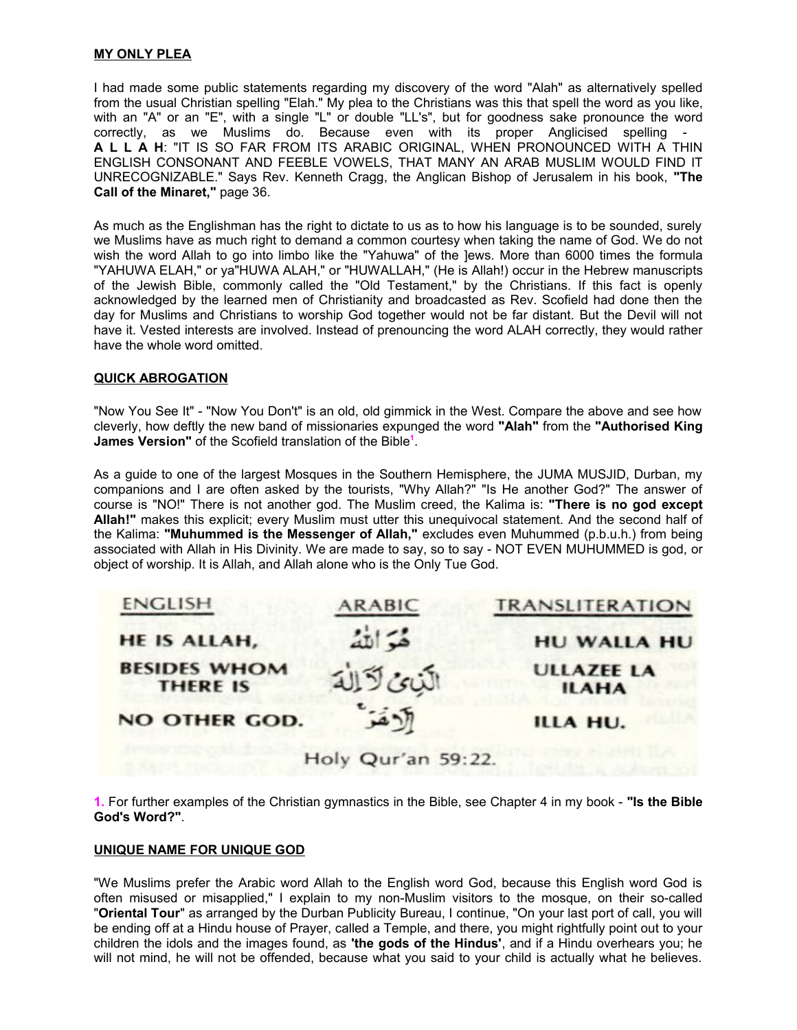**MY ONLY PLEA**

I had made some public statements regarding my discovery of the word "Alah" as alternatively spelled from the usual Christian spelling "Elah." My plea to the Christians was this that spell the word as you like, with an "A" or an "E", with a single "L" or double "LL's", but for goodness sake pronounce the word correctly, as we Muslims do. Because even with its proper Anglicised spelling - **A L L A H**: "IT IS SO FAR FROM ITS ARABIC ORIGINAL, WHEN PRONOUNCED WITH A THIN ENGLISH CONSONANT AND FEEBLE VOWELS, THAT MANY AN ARAB MUSLIM WOULD FIND IT UNRECOGNIZABLE." Says Rev. Kenneth Cragg, the Anglican Bishop of Jerusalem in his book, **"The Call of the Minaret,"** page 36.

As much as the Englishman has the right to dictate to us as to how his language is to be sounded, surely we Muslims have as much right to demand a common courtesy when taking the name of God. We do not wish the word Allah to go into limbo like the "Yahuwa" of the ]ews. More than 6000 times the formula "YAHUWA ELAH," or ya"HUWA ALAH," or "HUWALLAH," (He is Allah!) occur in the Hebrew manuscripts of the Jewish Bible, commonly called the "Old Testament," by the Christians. If this fact is openly acknowledged by the learned men of Christianity and broadcasted as Rev. Scofield had done then the day for Muslims and Christians to worship God together would not be far distant. But the Devil will not have it. Vested interests are involved. Instead of prenouncing the word ALAH correctly, they would rather have the whole word omitted.

**QUICK ABROGATION**

"Now You See It" - "Now You Don't" is an old, old gimmick in the West. Compare the above and see how cleverly, how deftly the new band of missionaries expunged the word **"Alah"** from the **"Authorised King James Version"** of the Scofield translation of the Bible[1].

As a guide to one of the largest Mosques in the Southern Hemisphere, the JUMA MUSJID, Durban, my companions and I are often asked by the tourists, "Why Allah?" "Is He another God?" The answer of course is "NO!" There is not another god. The Muslim creed, the Kalima is: **"There is no god except Allah!"** makes this explicit; every Muslim must utter this unequivocal statement. And the second half of the Kalima: **"Muhummed is the Messenger of Allah,"** excludes even Muhummed (p.b.u.h.) from being associated with Allah in His Divinity. We are made to say, so to say - NOT EVEN MUHUMMED is god, or object of worship. It is Allah, and Allah alone who is the Only Tue God.

| ENGLISH | ARABIC | TRANSLITERATION |
|---|---|---|
| HE IS ALLAH, | هُوَ اللهُ | HU WALLA HU |
| BESIDES WHOM THERE IS | الَّذِي لَآ إِلٰهَ | ULLAZEE LA ILAHA |
| NO OTHER GOD. | إِلَّا هُوَ | ILLA HU. |

Holy Qur'an 59:22.

**1.** For further examples of the Christian gymnastics in the Bible, see Chapter 4 in my book - **"Is the Bible God's Word?"**.

**UNIQUE NAME FOR UNIQUE GOD**

"We Muslims prefer the Arabic word Allah to the English word God, because this English word God is often misused or misapplied," I explain to my non-Muslim visitors to the mosque, on their so-called "**Oriental Tour**" as arranged by the Durban Publicity Bureau, I continue, "On your last port of call, you will be ending off at a Hindu house of Prayer, called a Temple, and there, you might rightfully point out to your children the idols and the images found, as **'the gods of the Hindus'**, and if a Hindu overhears you; he will not mind, he will not be offended, because what you said to your child is actually what he believes.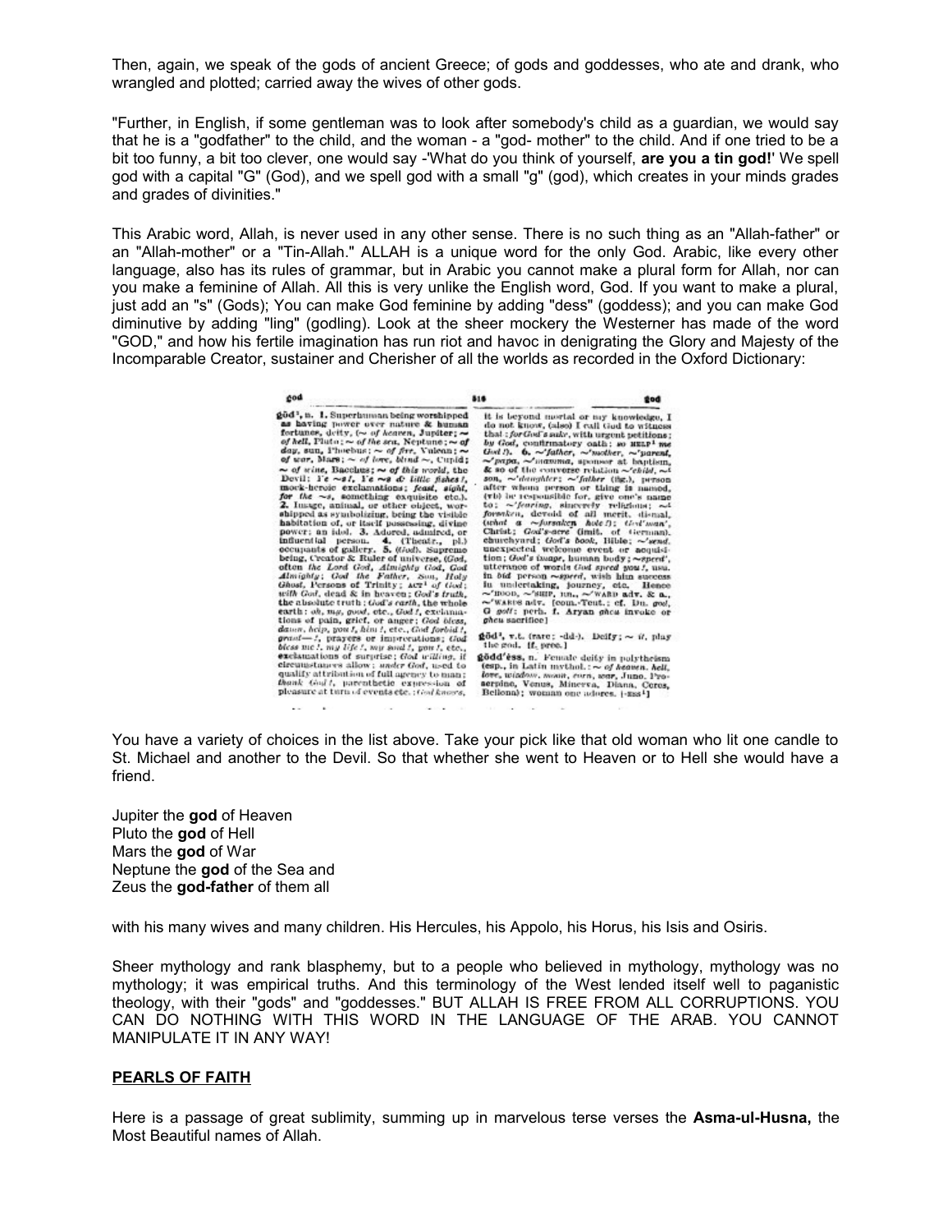Then, again, we speak of the gods of ancient Greece; of gods and goddesses, who ate and drank, who wrangled and plotted; carried away the wives of other gods.

"Further, in English, if some gentleman was to look after somebody's child as a guardian, we would say that he is a "godfather" to the child, and the woman - a "god- mother" to the child. And if one tried to be a bit too funny, a bit too clever, one would say -'What do you think of yourself, **are you a tin god!**' We spell god with a capital "G" (God), and we spell god with a small "g" (god), which creates in your minds grades and grades of divinities."

This Arabic word, Allah, is never used in any other sense. There is no such thing as an "Allah-father" or an "Allah-mother" or a "Tin-Allah." ALLAH is a unique word for the only God. Arabic, like every other language, also has its rules of grammar, but in Arabic you cannot make a plural form for Allah, nor can you make a feminine of Allah. All this is very unlike the English word, God. If you want to make a plural, just add an "s" (Gods); You can make God feminine by adding "dess" (goddess); and you can make God diminutive by adding "ling" (godling). Look at the sheer mockery the Westerner has made of the word "GOD," and how his fertile imagination has run riot and havoc in denigrating the Glory and Majesty of the Incomparable Creator, sustainer and Cherisher of all the worlds as recorded in the Oxford Dictionary:

> **gŏd¹**, n. 1. Superhuman being worshipped as having power over nature & human fortunes, deity, (~ *of heaven*, Jupiter; ~ *of hell*, Pluto; ~ *of the sea*, Neptune; ~ *of day*, sun, Phoebus; ~ *of fire*, Vulcan; ~ *of war*, Mars; ~ *of love*, *blind* ~, Cupid; ~ *of wine*, Bacchus; ~ *of this world*, the Devil: *Ye ~s!*, *Ye ~s & little fishes!*, mock-heroic exclamations; *feast*, *sight*, *for the ~s*, something exquisite etc.). 2. Image, animal, or other object, worshipped as symbolizing, being the visible habitation of, or itself possessing, divine power; an idol. 3. Adored, admired, or influential person. 4. (Theatr., pl.) occupants of gallery. 5. (*God*). Supreme being, Creator & Ruler of universe, (*God*, often *the Lord God*, *Almighty God*, *God Almighty*; *God the Father*, *Son*, *Holy Ghost*, Persons of Trinity; ACT¹ *of God*; *with God*, dead & in heaven; *God's truth*, the absolute truth; *God's earth*, the whole earth: *oh*, *my*, *good*, etc., *God!*, exclamations of pain, grief, or anger; *God bless*, *damn*, *help*, *you!*, *him!*, etc., *God forbid!*, *grant—!*, prayers or imprecations; *God bless me!*, *my life!*, *my soul!*, *you!*, etc., exclamations of surprise; *God willing*, if circumstances allow; *under God*, used to qualify attribution of full agency to man; *thank God!*, parenthetic expression of pleasure at turn of events etc.; *God knows*, it is beyond mortal or my knowledge, I do not know, (also) I call God to witness that; *for God's sake*, with urgent petitions; *by God*, confirmatory oath; *so* HELP¹ *me God!*). 6. ~*father*, ~*mother*, ~*parent*, ~*papa*, ~*mamma*, sponsor at baptism, & so of the converse relation ~*child*, ~*son*, ~*daughter*; ~*father* (fig.), person after whom person or thing is named, (vb) be responsible for, give one's name to; ~*fearing*, sincerely religious; ~*forsaken*, devoid of all merit, dismal, (*what a ~forsaken hole!*); *God'sman'*, Christ; *God's-acre* (imit. of German), churchyard; *God's book*, Bible; ~*send*, unexpected welcome event or acquisition; *God's image*, human body; ~*speed'*, utterance of words *God speed you!*, usu. in *bid* person ~*speed*, wish him success in undertaking, journey, etc. Hence ~*hood*, ~*ship*, nn., ~*ward* adv. & a., ~*wards* adv. [com.-Teut.; cf. Du. *god*, G *gott*; perh. f. Aryan *ghcu* invoke or *gheu* sacrifice]
>
> **gŏd²**, v.t. (rare; -dd-). Deify; ~ *it*, play the god. [f. prec.]
>
> **gŏdd'ess**, n. Female deity in polytheism (esp., in Latin mythol.: ~ *of heaven*, *hell*, *love*, *wisdom*, *moon*, *corn*, *war*, Juno, Proserpine, Venus, Minerva, Diana, Ceres, Bellona); woman one adores. [-ESS¹]

You have a variety of choices in the list above. Take your pick like that old woman who lit one candle to St. Michael and another to the Devil. So that whether she went to Heaven or to Hell she would have a friend.

Jupiter the **god** of Heaven
Pluto the **god** of Hell
Mars the **god** of War
Neptune the **god** of the Sea and
Zeus the **god-father** of them all

with his many wives and many children. His Hercules, his Appolo, his Horus, his Isis and Osiris.

Sheer mythology and rank blasphemy, but to a people who believed in mythology, mythology was no mythology; it was empirical truths. And this terminology of the West lended itself well to paganistic theology, with their "gods" and "goddesses." BUT ALLAH IS FREE FROM ALL CORRUPTIONS. YOU CAN DO NOTHING WITH THIS WORD IN THE LANGUAGE OF THE ARAB. YOU CANNOT MANIPULATE IT IN ANY WAY!

## PEARLS OF FAITH

Here is a passage of great sublimity, summing up in marvelous terse verses the **Asma-ul-Husna,** the Most Beautiful names of Allah.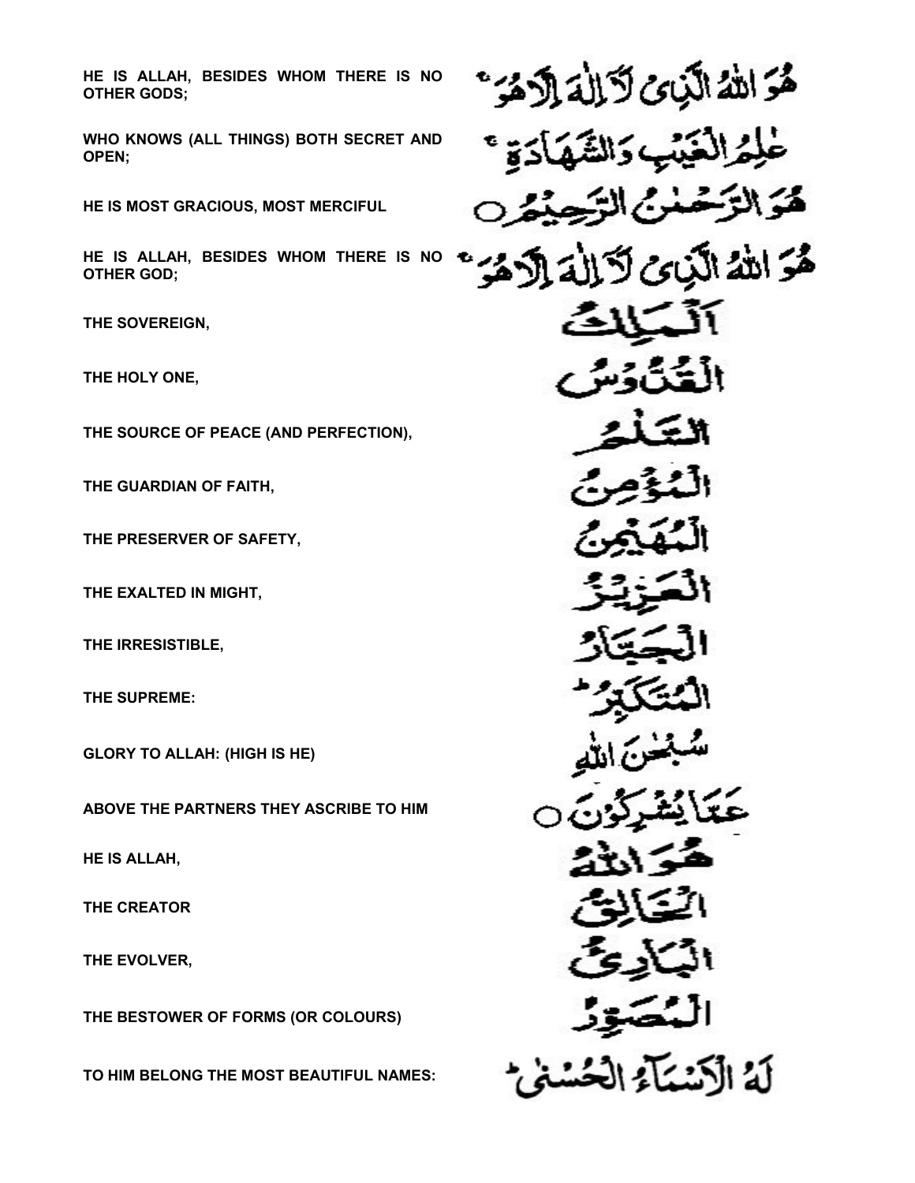| | |
|---|---|
| **HE IS ALLAH, BESIDES WHOM THERE IS NO OTHER GODS;** | هُوَ اللّٰهُ الَّذِیْ لَآ اِلٰهَ اِلَّا هُوَ ۚ |
| **WHO KNOWS (ALL THINGS) BOTH SECRET AND OPEN;** | عٰلِمُ الْغَیْبِ وَالشَّهَادَةِ ۚ |
| **HE IS MOST GRACIOUS, MOST MERCIFUL** | هُوَ الرَّحْمٰنُ الرَّحِیْمُ ۝ |
| **HE IS ALLAH, BESIDES WHOM THERE IS NO OTHER GOD;** | هُوَ اللّٰهُ الَّذِیْ لَآ اِلٰهَ اِلَّا هُوَ ۚ |
| **THE SOVEREIGN,** | اَلْمَلِكُ |
| **THE HOLY ONE,** | الْقُدُّوْسُ |
| **THE SOURCE OF PEACE (AND PERFECTION),** | السَّلٰمُ |
| **THE GUARDIAN OF FAITH,** | الْمُؤْمِنُ |
| **THE PRESERVER OF SAFETY,** | الْمُهَیْمِنُ |
| **THE EXALTED IN MIGHT,** | الْعَزِیْزُ |
| **THE IRRESISTIBLE,** | الْجَبَّارُ |
| **THE SUPREME:** | الْمُتَكَبِّرُ ۚ |
| **GLORY TO ALLAH: (HIGH IS HE)** | سُبْحٰنَ اللّٰهِ |
| **ABOVE THE PARTNERS THEY ASCRIBE TO HIM** | عَمَّا یُشْرِكُوْنَ ۝ |
| **HE IS ALLAH,** | هُوَ اللّٰهُ |
| **THE CREATOR** | الْخَالِقُ |
| **THE EVOLVER,** | الْبَارِئُ |
| **THE BESTOWER OF FORMS (OR COLOURS)** | الْمُصَوِّرُ |
| **TO HIM BELONG THE MOST BEAUTIFUL NAMES:** | لَهُ الْاَسْمَآءُ الْحُسْنٰی ۚ |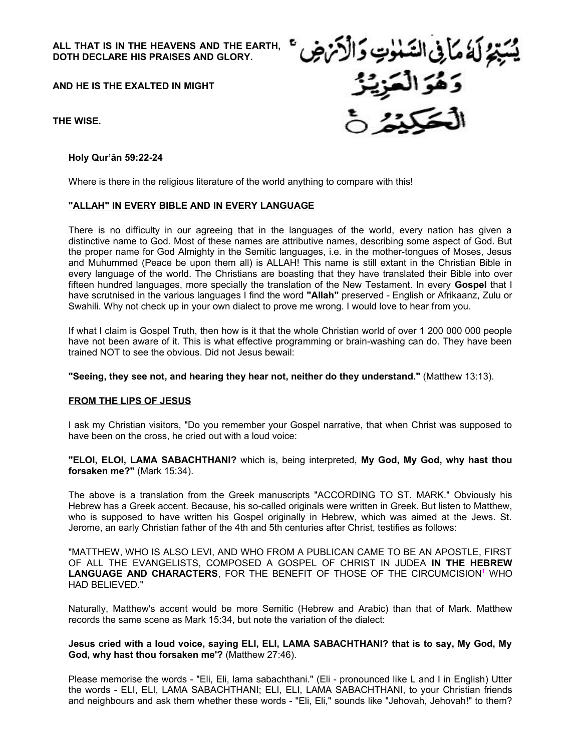**ALL THAT IS IN THE HEAVENS AND THE EARTH, DOTH DECLARE HIS PRAISES AND GLORY.**

**AND HE IS THE EXALTED IN MIGHT**

**THE WISE.**

يُسَبِّحُ لَهُۥ مَا فِى ٱلسَّمَٰوَٰتِ وَٱلْأَرْضِ ۖ وَهُوَ ٱلْعَزِيزُ ٱلْحَكِيمُ

**Holy Qur'ân 59:22-24**

Where is there in the religious literature of the world anything to compare with this!

## "ALLAH" IN EVERY BIBLE AND IN EVERY LANGUAGE

There is no difficulty in our agreeing that in the languages of the world, every nation has given a distinctive name to God. Most of these names are attributive names, describing some aspect of God. But the proper name for God Almighty in the Semitic languages, i.e. in the mother-tongues of Moses, Jesus and Muhummed (Peace be upon them all) is ALLAH! This name is still extant in the Christian Bible in every language of the world. The Christians are boasting that they have translated their Bible into over fifteen hundred languages, more specially the translation of the New Testament. In every **Gospel** that I have scrutnised in the various languages I find the word **"Allah"** preserved - English or Afrikaanz, Zulu or Swahili. Why not check up in your own dialect to prove me wrong. I would love to hear from you.

If what I claim is Gospel Truth, then how is it that the whole Christian world of over 1 200 000 000 people have not been aware of it. This is what effective programming or brain-washing can do. They have been trained NOT to see the obvious. Did not Jesus bewail:

**"Seeing, they see not, and hearing they hear not, neither do they understand."** (Matthew 13:13).

## FROM THE LIPS OF JESUS

I ask my Christian visitors, "Do you remember your Gospel narrative, that when Christ was supposed to have been on the cross, he cried out with a loud voice:

**"ELOI, ELOI, LAMA SABACHTHANI?** which is, being interpreted, **My God, My God, why hast thou forsaken me?"** (Mark 15:34).

The above is a translation from the Greek manuscripts "ACCORDING TO ST. MARK." Obviously his Hebrew has a Greek accent. Because, his so-called originals were written in Greek. But listen to Matthew, who is supposed to have written his Gospel originally in Hebrew, which was aimed at the Jews. St. Jerome, an early Christian father of the 4th and 5th centuries after Christ, testifies as follows:

"MATTHEW, WHO IS ALSO LEVI, AND WHO FROM A PUBLICAN CAME TO BE AN APOSTLE, FIRST OF ALL THE EVANGELISTS, COMPOSED A GOSPEL OF CHRIST IN JUDEA **IN THE HEBREW LANGUAGE AND CHARACTERS**, FOR THE BENEFIT OF THOSE OF THE CIRCUMCISION[1] WHO HAD BELIEVED."

Naturally, Matthew's accent would be more Semitic (Hebrew and Arabic) than that of Mark. Matthew records the same scene as Mark 15:34, but note the variation of the dialect:

**Jesus cried with a loud voice, saying ELI, ELI, LAMA SABACHTHANI? that is to say, My God, My God, why hast thou forsaken me'?** (Matthew 27:46).

Please memorise the words - "Eli, Eli, lama sabachthani." (Eli - pronounced like L and I in English) Utter the words - ELI, ELI, LAMA SABACHTHANI; ELI, ELI, LAMA SABACHTHANI, to your Christian friends and neighbours and ask them whether these words - "Eli, Eli," sounds like "Jehovah, Jehovah!" to them?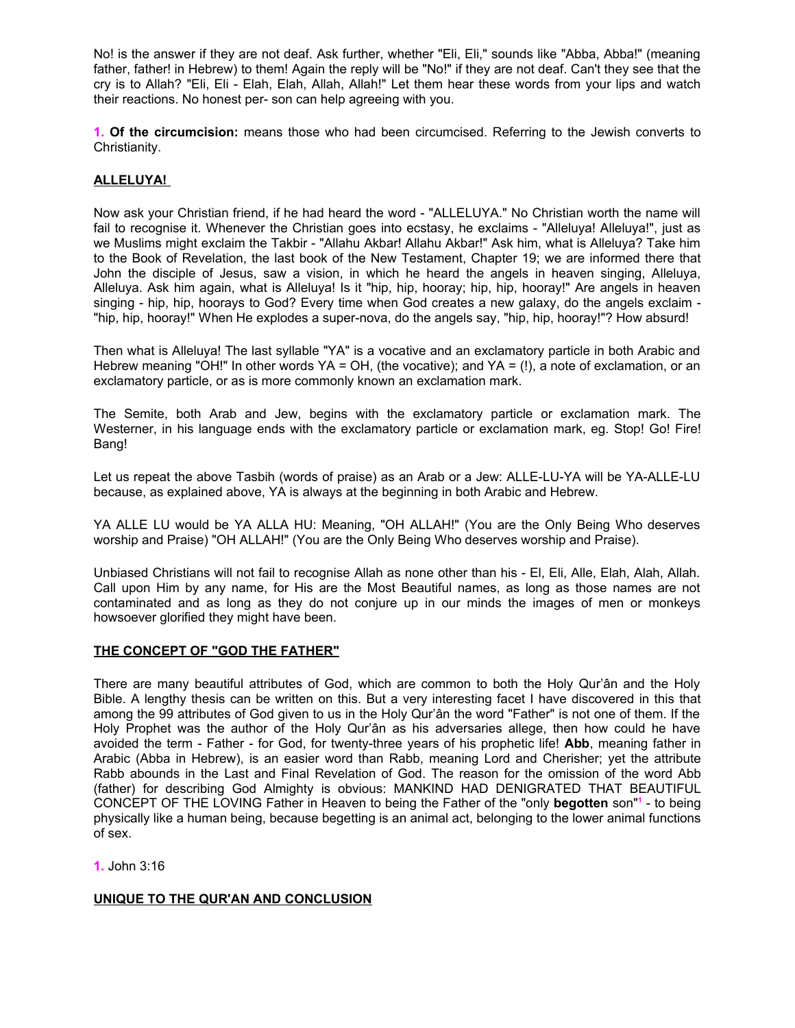No! is the answer if they are not deaf. Ask further, whether "Eli, Eli," sounds like "Abba, Abba!" (meaning father, father! in Hebrew) to them! Again the reply will be "No!" if they are not deaf. Can't they see that the cry is to Allah? "Eli, Eli - Elah, Elah, Allah, Allah!" Let them hear these words from your lips and watch their reactions. No honest per- son can help agreeing with you.

**1. Of the circumcision:** means those who had been circumcised. Referring to the Jewish converts to Christianity.

## ALLELUYA!

Now ask your Christian friend, if he had heard the word - "ALLELUYA." No Christian worth the name will fail to recognise it. Whenever the Christian goes into ecstasy, he exclaims - "Alleluya! Alleluya!", just as we Muslims might exclaim the Takbir - "Allahu Akbar! Allahu Akbar!" Ask him, what is Alleluya? Take him to the Book of Revelation, the last book of the New Testament, Chapter 19; we are informed there that John the disciple of Jesus, saw a vision, in which he heard the angels in heaven singing, Alleluya, Alleluya. Ask him again, what is Alleluya! Is it "hip, hip, hooray; hip, hip, hooray!" Are angels in heaven singing - hip, hip, hoorays to God? Every time when God creates a new galaxy, do the angels exclaim - "hip, hip, hooray!" When He explodes a super-nova, do the angels say, "hip, hip, hooray!"? How absurd!

Then what is Alleluya! The last syllable "YA" is a vocative and an exclamatory particle in both Arabic and Hebrew meaning "OH!" In other words YA = OH, (the vocative); and YA = (!), a note of exclamation, or an exclamatory particle, or as is more commonly known an exclamation mark.

The Semite, both Arab and Jew, begins with the exclamatory particle or exclamation mark. The Westerner, in his language ends with the exclamatory particle or exclamation mark, eg. Stop! Go! Fire! Bang!

Let us repeat the above Tasbih (words of praise) as an Arab or a Jew: ALLE-LU-YA will be YA-ALLE-LU because, as explained above, YA is always at the beginning in both Arabic and Hebrew.

YA ALLE LU would be YA ALLA HU: Meaning, "OH ALLAH!" (You are the Only Being Who deserves worship and Praise) "OH ALLAH!" (You are the Only Being Who deserves worship and Praise).

Unbiased Christians will not fail to recognise Allah as none other than his - El, Eli, Alle, Elah, Alah, Allah. Call upon Him by any name, for His are the Most Beautiful names, as long as those names are not contaminated and as long as they do not conjure up in our minds the images of men or monkeys howsoever glorified they might have been.

## THE CONCEPT OF "GOD THE FATHER"

There are many beautiful attributes of God, which are common to both the Holy Qur'ân and the Holy Bible. A lengthy thesis can be written on this. But a very interesting facet I have discovered in this that among the 99 attributes of God given to us in the Holy Qur'ân the word "Father" is not one of them. If the Holy Prophet was the author of the Holy Qur'ân as his adversaries allege, then how could he have avoided the term - Father - for God, for twenty-three years of his prophetic life! **Abb**, meaning father in Arabic (Abba in Hebrew), is an easier word than Rabb, meaning Lord and Cherisher; yet the attribute Rabb abounds in the Last and Final Revelation of God. The reason for the omission of the word Abb (father) for describing God Almighty is obvious: MANKIND HAD DENIGRATED THAT BEAUTIFUL CONCEPT OF THE LOVING Father in Heaven to being the Father of the "only **begotten** son"[1] - to being physically like a human being, because begetting is an animal act, belonging to the lower animal functions of sex.

**1.** John 3:16

## UNIQUE TO THE QUR'AN AND CONCLUSION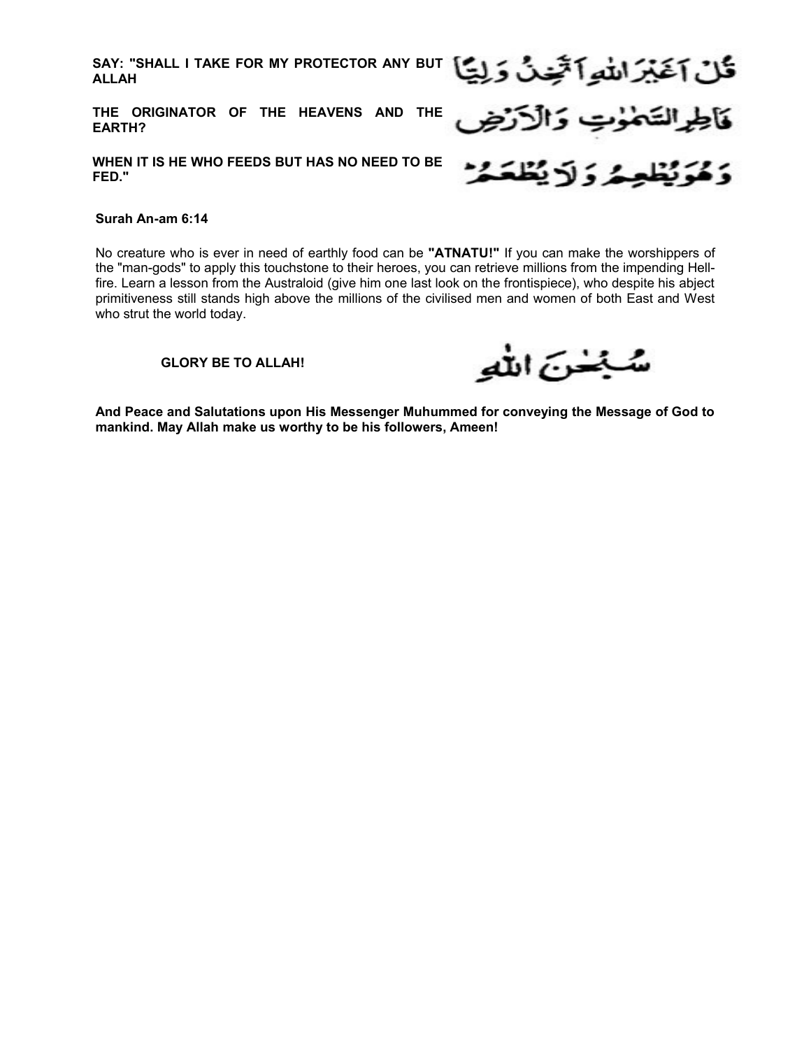**SAY: "SHALL I TAKE FOR MY PROTECTOR ANY BUT ALLAH** قُلْ اَغَيْرَ اللّٰهِ اَتَّخِذُ وَلِيًّا

**THE ORIGINATOR OF THE HEAVENS AND THE EARTH?** فَاطِرِ السَّمٰوٰتِ وَالْاَرْضِ

**WHEN IT IS HE WHO FEEDS BUT HAS NO NEED TO BE FED."** وَهُوَ يُطْعِمُ وَلَا يُطْعَمُ

**Surah An-am 6:14**

No creature who is ever in need of earthly food can be **"ATNATU!"** If you can make the worshippers of the "man-gods" to apply this touchstone to their heroes, you can retrieve millions from the impending Hell-fire. Learn a lesson from the Australoid (give him one last look on the frontispiece), who despite his abject primitiveness still stands high above the millions of the civilised men and women of both East and West who strut the world today.

**GLORY BE TO ALLAH!** سُبْحٰنَ اللّٰهِ

**And Peace and Salutations upon His Messenger Muhummed for conveying the Message of God to mankind. May Allah make us worthy to be his followers, Ameen!**